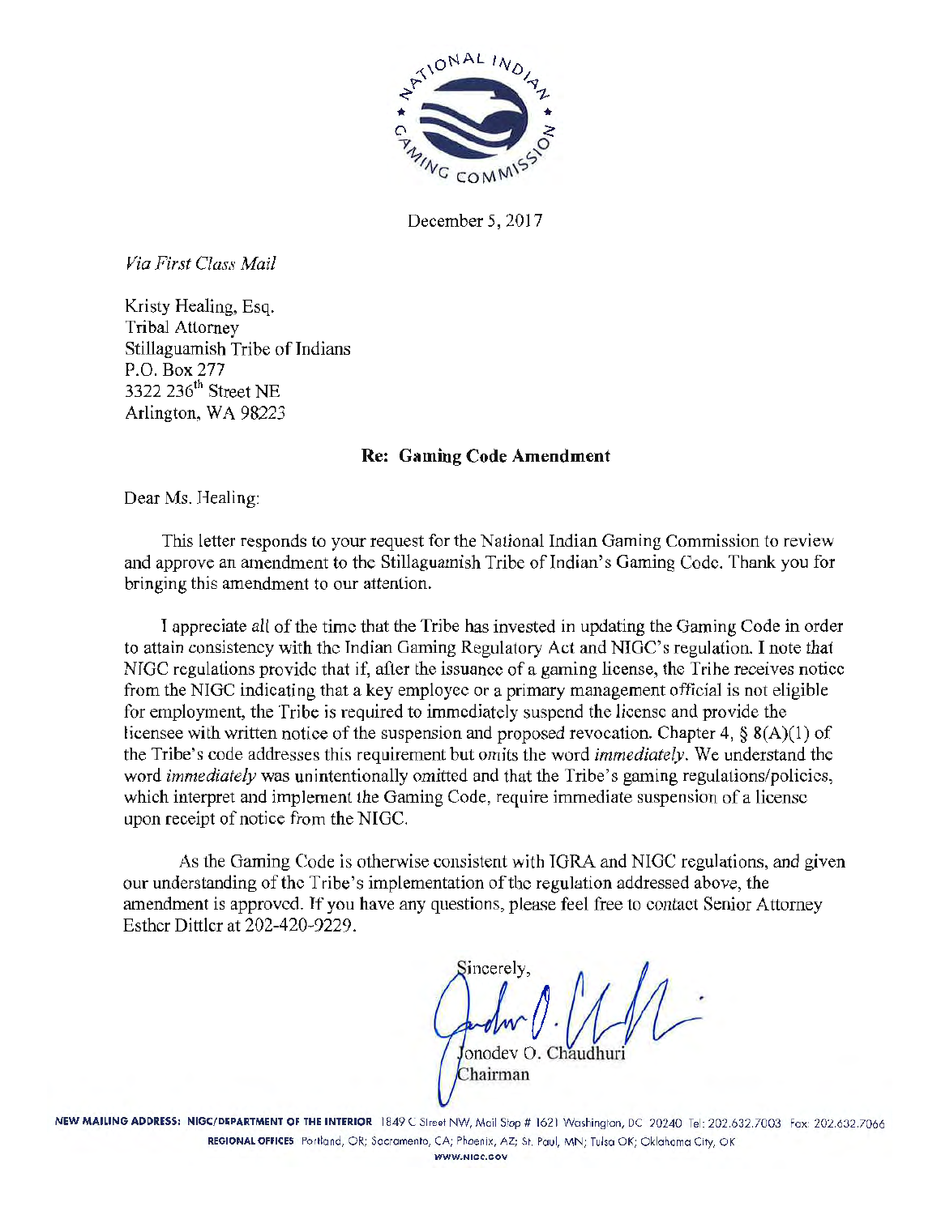December 5, 2017

*Via First Class Mail*

Kristy Healing, Esq.
Tribal Attorney
Stillaguamish Tribe of Indians
P.O. Box 277
3322 236th Street NE
Arlington, WA 98223

**Re: Gaming Code Amendment**

Dear Ms. Healing:

This letter responds to your request for the National Indian Gaming Commission to review and approve an amendment to the Stillaguamish Tribe of Indian's Gaming Code. Thank you for bringing this amendment to our attention.

I appreciate all of the time that the Tribe has invested in updating the Gaming Code in order to attain consistency with the Indian Gaming Regulatory Act and NIGC's regulation. I note that NIGC regulations provide that if, after the issuance of a gaming license, the Tribe receives notice from the NIGC indicating that a key employee or a primary management official is not eligible for employment, the Tribe is required to immediately suspend the license and provide the licensee with written notice of the suspension and proposed revocation. Chapter 4, § 8(A)(1) of the Tribe's code addresses this requirement but omits the word *immediately*. We understand the word *immediately* was unintentionally omitted and that the Tribe's gaming regulations/policies, which interpret and implement the Gaming Code, require immediate suspension of a license upon receipt of notice from the NIGC.

As the Gaming Code is otherwise consistent with IGRA and NIGC regulations, and given our understanding of the Tribe's implementation of the regulation addressed above, the amendment is approved. If you have any questions, please feel free to contact Senior Attorney Esther Dittler at 202-420-9229.

Sincerely,

Jonodev O. Chaudhuri
Chairman

**NEW MAILING ADDRESS: NIGC/DEPARTMENT OF THE INTERIOR** 1849 C Street NW, Mail Stop # 1621 Washington, DC 20240 Tel: 202.632.7003 Fax: 202.632.7066
**REGIONAL OFFICES** Portland, OR; Sacramento, CA; Phoenix, AZ; St. Paul, MN; Tulsa OK; Oklahoma City, OK
WWW.NIGC.GOV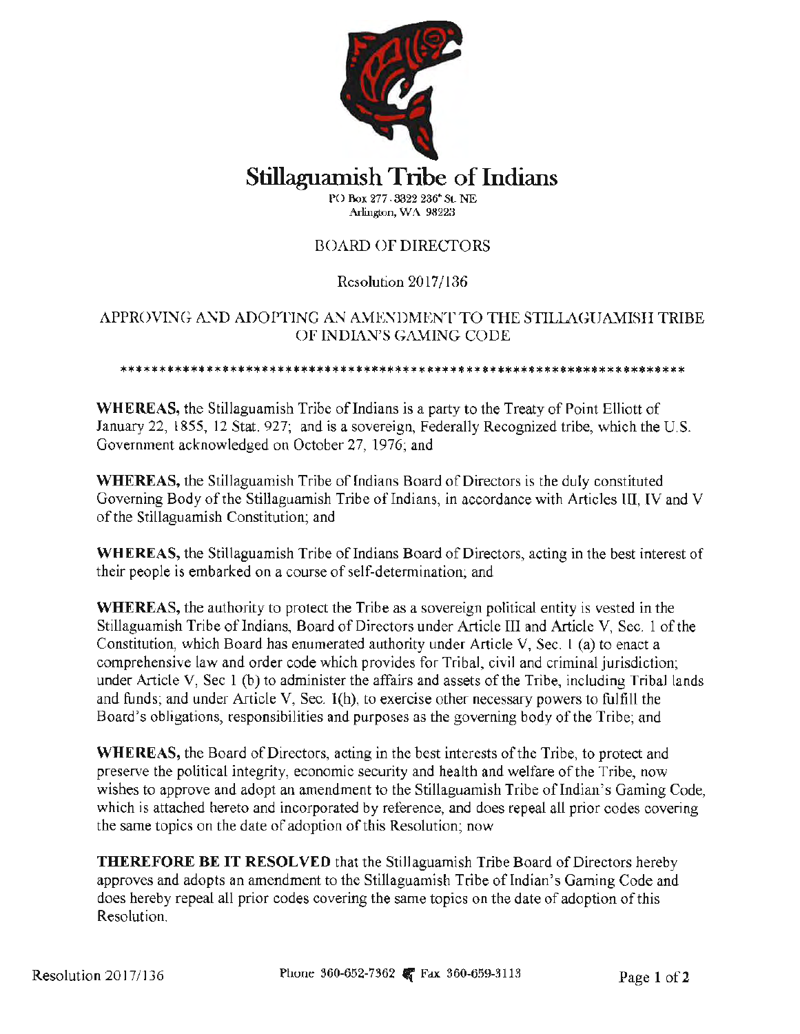# Stillaguamish Tribe of Indians

PO Box 277 . 3322 236th St. NE
Arlington, WA 98223

BOARD OF DIRECTORS

Resolution 2017/136

APPROVING AND ADOPTING AN AMENDMENT TO THE STILLAGUAMISH TRIBE OF INDIAN'S GAMING CODE

**************************************************************************

**WHEREAS,** the Stillaguamish Tribe of Indians is a party to the Treaty of Point Elliott of January 22, 1855, 12 Stat. 927; and is a sovereign, Federally Recognized tribe, which the U.S. Government acknowledged on October 27, 1976; and

**WHEREAS,** the Stillaguamish Tribe of Indians Board of Directors is the duly constituted Governing Body of the Stillaguamish Tribe of Indians, in accordance with Articles III, IV and V of the Stillaguamish Constitution; and

**WHEREAS,** the Stillaguamish Tribe of Indians Board of Directors, acting in the best interest of their people is embarked on a course of self-determination; and

**WHEREAS,** the authority to protect the Tribe as a sovereign political entity is vested in the Stillaguamish Tribe of Indians, Board of Directors under Article III and Article V, Sec. 1 of the Constitution, which Board has enumerated authority under Article V, Sec. 1 (a) to enact a comprehensive law and order code which provides for Tribal, civil and criminal jurisdiction; under Article V, Sec 1 (b) to administer the affairs and assets of the Tribe, including Tribal lands and funds; and under Article V, Sec. 1(h), to exercise other necessary powers to fulfill the Board's obligations, responsibilities and purposes as the governing body of the Tribe; and

**WHEREAS,** the Board of Directors, acting in the best interests of the Tribe, to protect and preserve the political integrity, economic security and health and welfare of the Tribe, now wishes to approve and adopt an amendment to the Stillaguamish Tribe of Indian's Gaming Code, which is attached hereto and incorporated by reference, and does repeal all prior codes covering the same topics on the date of adoption of this Resolution; now

**THEREFORE BE IT RESOLVED** that the Stillaguamish Tribe Board of Directors hereby approves and adopts an amendment to the Stillaguamish Tribe of Indian's Gaming Code and does hereby repeal all prior codes covering the same topics on the date of adoption of this Resolution.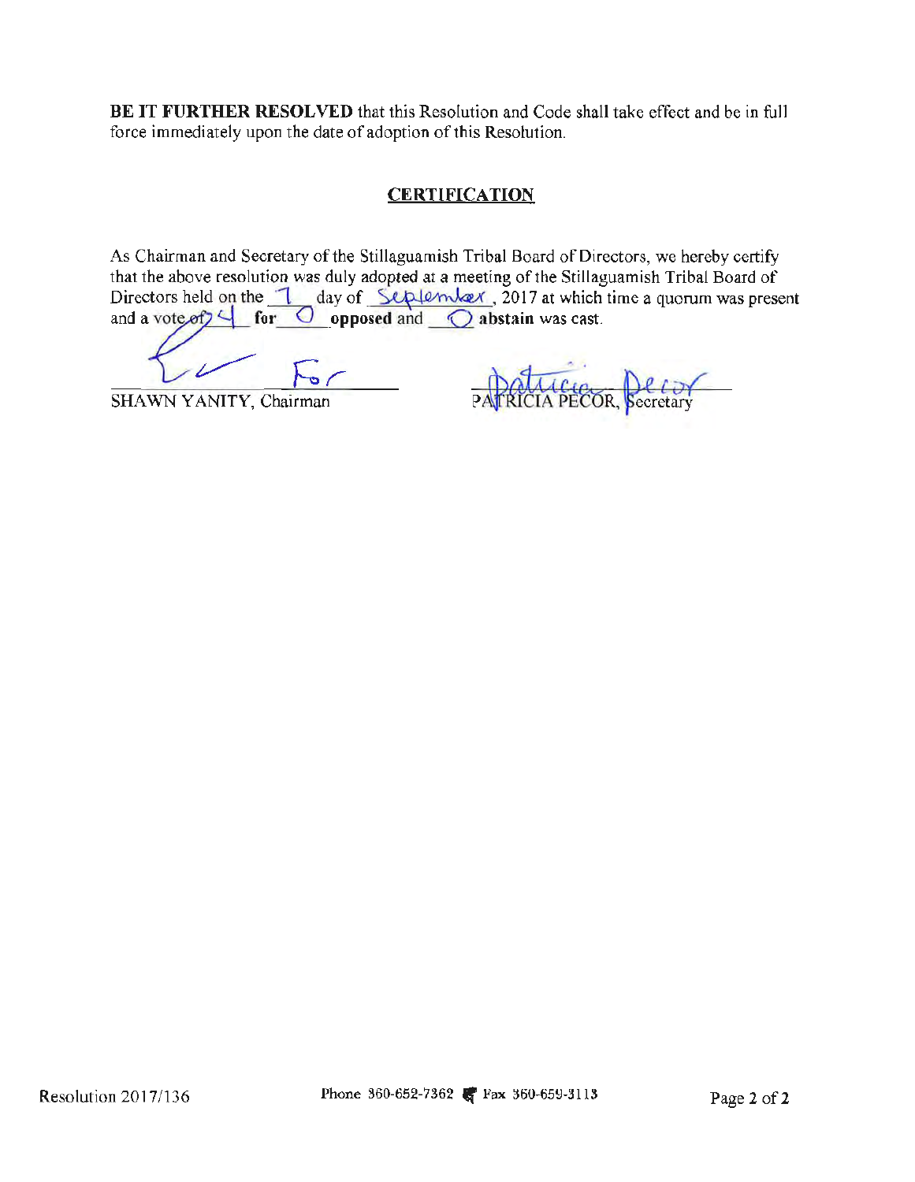**BE IT FURTHER RESOLVED** that this Resolution and Code shall take effect and be in full force immediately upon the date of adoption of this Resolution.

## CERTIFICATION

As Chairman and Secretary of the Stillaguamish Tribal Board of Directors, we hereby certify that the above resolution was duly adopted at a meeting of the Stillaguamish Tribal Board of Directors held on the 7 day of September, 2017 at which time a quorum was present and a vote of 4 **for** 0 **opposed** and 0 **abstain** was cast.

SHAWN YANITY, Chairman

PATRICIA PECOR, Secretary

Resolution 2017/136

Phone 360-652-7362 Fax 360-659-3113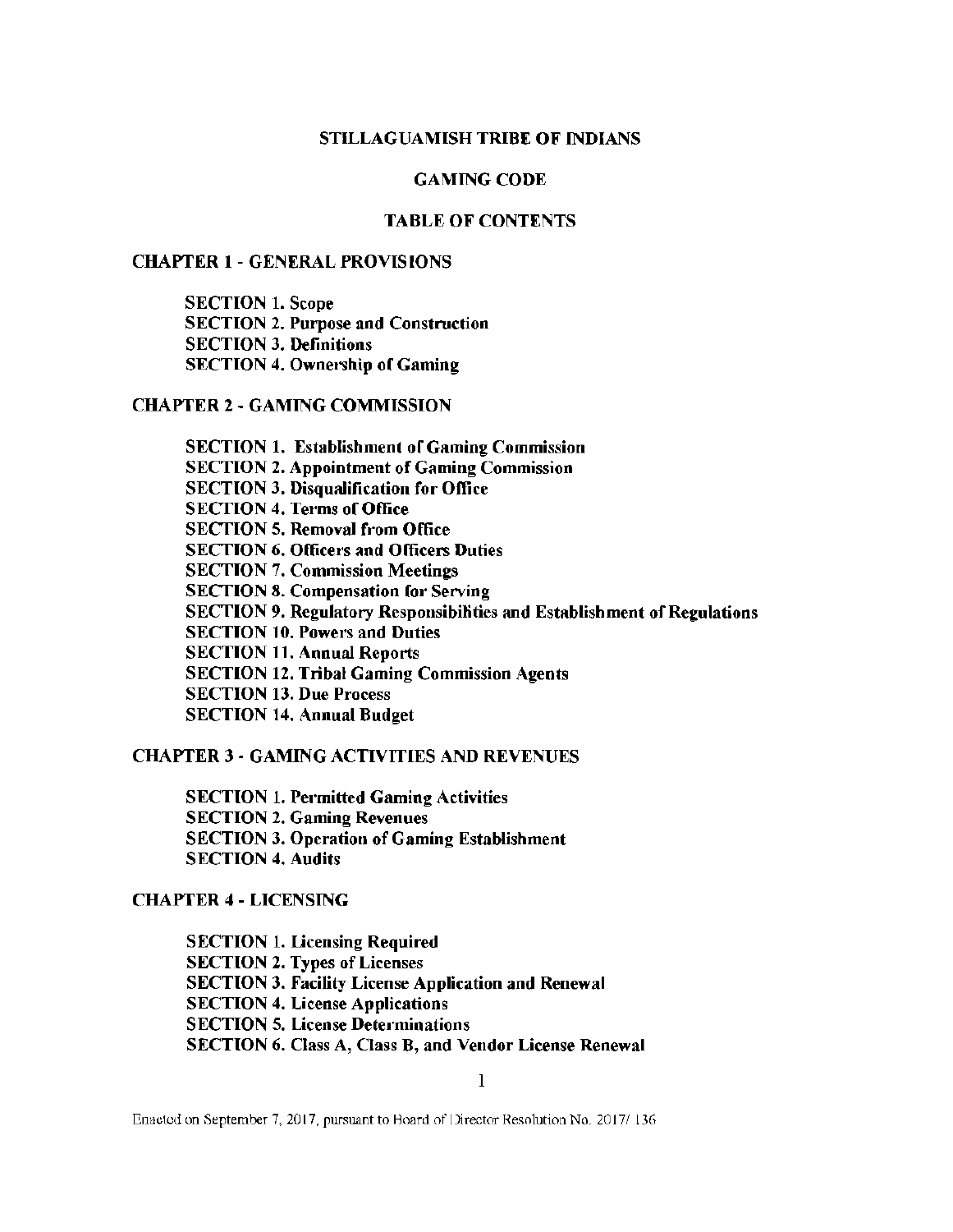# STILLAGUAMISH TRIBE OF INDIANS

## GAMING CODE

## TABLE OF CONTENTS

### CHAPTER 1 - GENERAL PROVISIONS

- **SECTION 1. Scope**
- **SECTION 2. Purpose and Construction**
- **SECTION 3. Definitions**
- **SECTION 4. Ownership of Gaming**

### CHAPTER 2 - GAMING COMMISSION

- **SECTION 1. Establishment of Gaming Commission**
- **SECTION 2. Appointment of Gaming Commission**
- **SECTION 3. Disqualification for Office**
- **SECTION 4. Terms of Office**
- **SECTION 5. Removal from Office**
- **SECTION 6. Officers and Officers Duties**
- **SECTION 7. Commission Meetings**
- **SECTION 8. Compensation for Serving**
- **SECTION 9. Regulatory Responsibilities and Establishment of Regulations**
- **SECTION 10. Powers and Duties**
- **SECTION 11. Annual Reports**
- **SECTION 12. Tribal Gaming Commission Agents**
- **SECTION 13. Due Process**
- **SECTION 14. Annual Budget**

### CHAPTER 3 - GAMING ACTIVITIES AND REVENUES

- **SECTION 1. Permitted Gaming Activities**
- **SECTION 2. Gaming Revenues**
- **SECTION 3. Operation of Gaming Establishment**
- **SECTION 4. Audits**

### CHAPTER 4 - LICENSING

- **SECTION 1. Licensing Required**
- **SECTION 2. Types of Licenses**
- **SECTION 3. Facility License Application and Renewal**
- **SECTION 4. License Applications**
- **SECTION 5. License Determinations**
- **SECTION 6. Class A, Class B, and Vendor License Renewal**

Enacted on September 7, 2017, pursuant to Board of Director Resolution No. 2017/ 136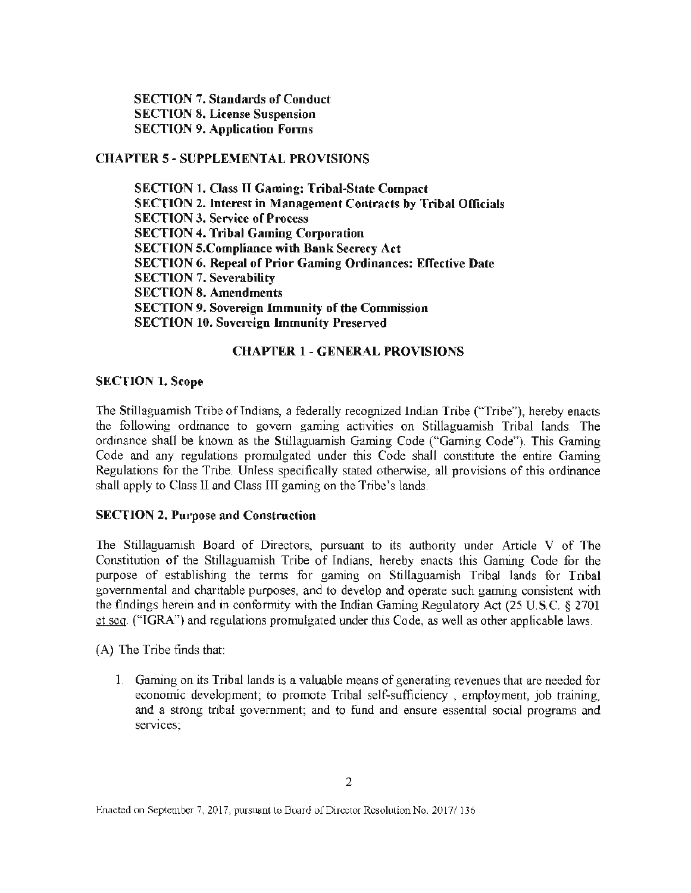**SECTION 7. Standards of Conduct**
**SECTION 8. License Suspension**
**SECTION 9. Application Forms**

**CHAPTER 5 - SUPPLEMENTAL PROVISIONS**

**SECTION 1. Class II Gaming: Tribal-State Compact**
**SECTION 2. Interest in Management Contracts by Tribal Officials**
**SECTION 3. Service of Process**
**SECTION 4. Tribal Gaming Corporation**
**SECTION 5.Compliance with Bank Secrecy Act**
**SECTION 6. Repeal of Prior Gaming Ordinances: Effective Date**
**SECTION 7. Severability**
**SECTION 8. Amendments**
**SECTION 9. Sovereign Immunity of the Commission**
**SECTION 10. Sovereign Immunity Preserved**

## CHAPTER 1 - GENERAL PROVISIONS

### SECTION 1. Scope

The Stillaguamish Tribe of Indians, a federally recognized Indian Tribe ("Tribe"), hereby enacts the following ordinance to govern gaming activities on Stillaguamish Tribal lands. The ordinance shall be known as the Stillaguamish Gaming Code ("Gaming Code"). This Gaming Code and any regulations promulgated under this Code shall constitute the entire Gaming Regulations for the Tribe. Unless specifically stated otherwise, all provisions of this ordinance shall apply to Class II and Class III gaming on the Tribe's lands.

### SECTION 2. Purpose and Construction

The Stillaguamish Board of Directors, pursuant to its authority under Article V of The Constitution of the Stillaguamish Tribe of Indians, hereby enacts this Gaming Code for the purpose of establishing the terms for gaming on Stillaguamish Tribal lands for Tribal governmental and charitable purposes, and to develop and operate such gaming consistent with the findings herein and in conformity with the Indian Gaming Regulatory Act (25 U.S.C. § 2701 et seq. ("IGRA") and regulations promulgated under this Code, as well as other applicable laws.

(A) The Tribe finds that:

1. Gaming on its Tribal lands is a valuable means of generating revenues that are needed for economic development; to promote Tribal self-sufficiency , employment, job training, and a strong tribal government; and to fund and ensure essential social programs and services;

Enacted on September 7, 2017, pursuant to Board of Director Resolution No. 2017/ 136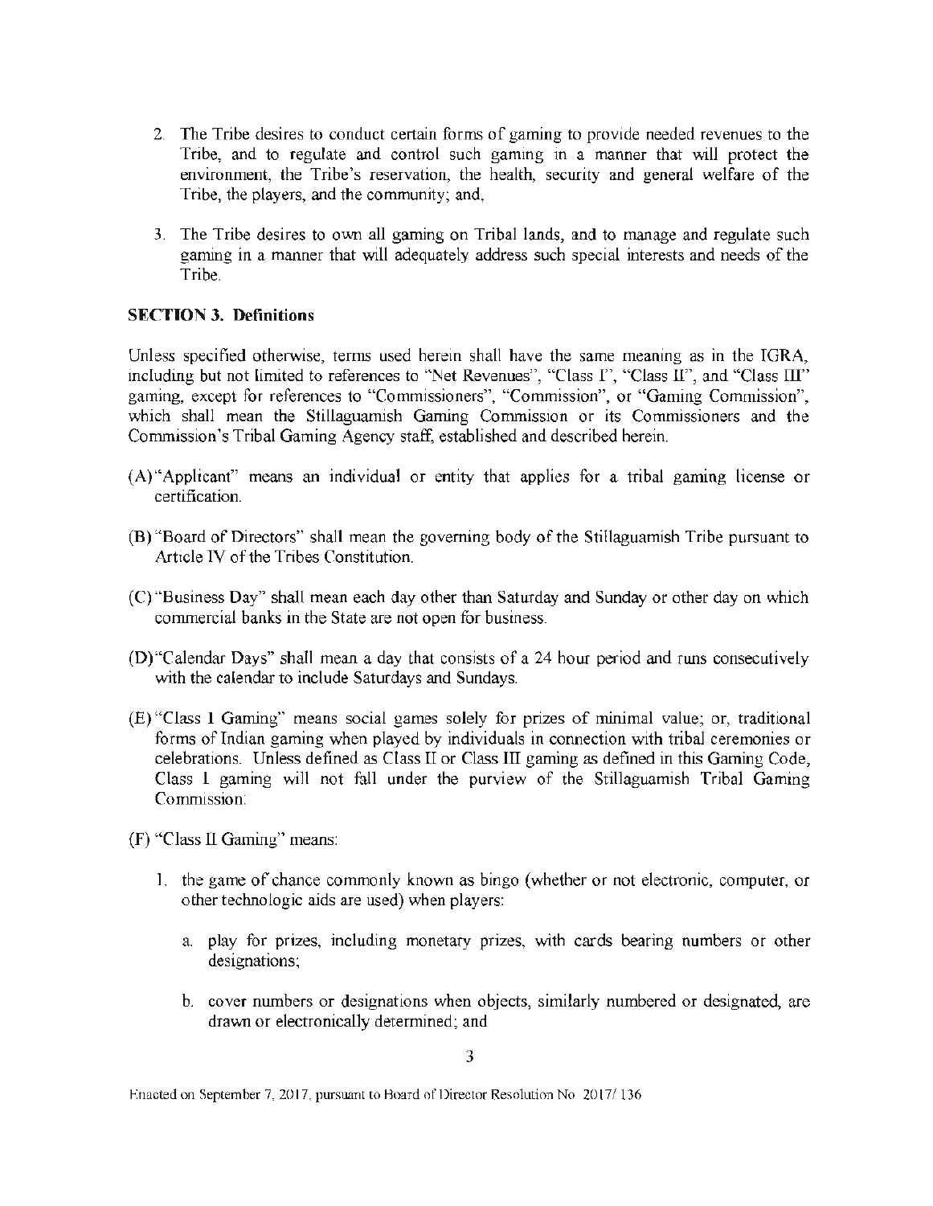2. The Tribe desires to conduct certain forms of gaming to provide needed revenues to the Tribe, and to regulate and control such gaming in a manner that will protect the environment, the Tribe's reservation, the health, security and general welfare of the Tribe, the players, and the community; and,

3. The Tribe desires to own all gaming on Tribal lands, and to manage and regulate such gaming in a manner that will adequately address such special interests and needs of the Tribe.

**SECTION 3. Definitions**

Unless specified otherwise, terms used herein shall have the same meaning as in the IGRA, including but not limited to references to "Net Revenues", "Class I", "Class II", and "Class III" gaming, except for references to "Commissioners", "Commission", or "Gaming Commission", which shall mean the Stillaguamish Gaming Commission or its Commissioners and the Commission's Tribal Gaming Agency staff, established and described herein.

(A) "Applicant" means an individual or entity that applies for a tribal gaming license or certification.

(B) "Board of Directors" shall mean the governing body of the Stillaguamish Tribe pursuant to Article IV of the Tribes Constitution.

(C) "Business Day" shall mean each day other than Saturday and Sunday or other day on which commercial banks in the State are not open for business.

(D) "Calendar Days" shall mean a day that consists of a 24 hour period and runs consecutively with the calendar to include Saturdays and Sundays.

(E) "Class I Gaming" means social games solely for prizes of minimal value; or, traditional forms of Indian gaming when played by individuals in connection with tribal ceremonies or celebrations. Unless defined as Class II or Class III gaming as defined in this Gaming Code, Class I gaming will not fall under the purview of the Stillaguamish Tribal Gaming Commission:

(F) "Class II Gaming" means:

1. the game of chance commonly known as bingo (whether or not electronic, computer, or other technologic aids are used) when players:

    a. play for prizes, including monetary prizes, with cards bearing numbers or other designations;

    b. cover numbers or designations when objects, similarly numbered or designated, are drawn or electronically determined; and

Enacted on September 7, 2017, pursuant to Board of Director Resolution No 2017/136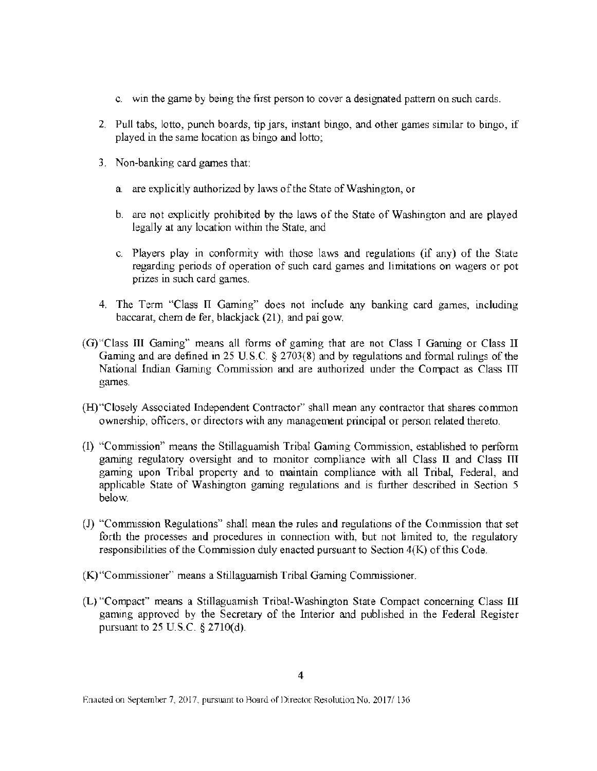c. win the game by being the first person to cover a designated pattern on such cards.

2. Pull tabs, lotto, punch boards, tip jars, instant bingo, and other games similar to bingo, if played in the same location as bingo and lotto;

3. Non-banking card games that:

   a. are explicitly authorized by laws of the State of Washington, or

   b. are not explicitly prohibited by the laws of the State of Washington and are played legally at any location within the State, and

   c. Players play in conformity with those laws and regulations (if any) of the State regarding periods of operation of such card games and limitations on wagers or pot prizes in such card games.

4. The Term "Class II Gaming" does not include any banking card games, including baccarat, chem de fer, blackjack (21), and pai gow.

(G) "Class III Gaming" means all forms of gaming that are not Class I Gaming or Class II Gaming and are defined in 25 U.S.C. § 2703(8) and by regulations and formal rulings of the National Indian Gaming Commission and are authorized under the Compact as Class III games.

(H) "Closely Associated Independent Contractor" shall mean any contractor that shares common ownership, officers, or directors with any management principal or person related thereto.

(I) "Commission" means the Stillaguamish Tribal Gaming Commission, established to perform gaming regulatory oversight and to monitor compliance with all Class II and Class III gaming upon Tribal property and to maintain compliance with all Tribal, Federal, and applicable State of Washington gaming regulations and is further described in Section 5 below.

(J) "Commission Regulations" shall mean the rules and regulations of the Commission that set forth the processes and procedures in connection with, but not limited to, the regulatory responsibilities of the Commission duly enacted pursuant to Section 4(K) of this Code.

(K) "Commissioner" means a Stillaguamish Tribal Gaming Commissioner.

(L) "Compact" means a Stillaguamish Tribal-Washington State Compact concerning Class III gaming approved by the Secretary of the Interior and published in the Federal Register pursuant to 25 U.S.C. § 2710(d).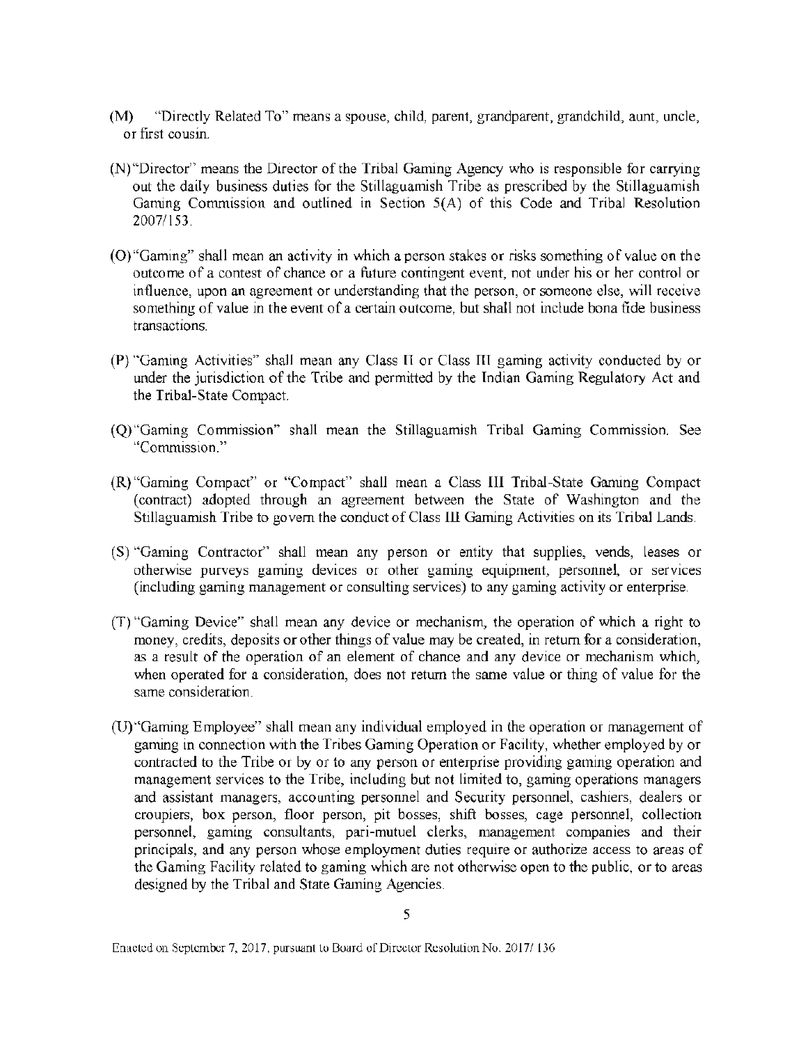(M) "Directly Related To" means a spouse, child, parent, grandparent, grandchild, aunt, uncle, or first cousin.

(N) "Director" means the Director of the Tribal Gaming Agency who is responsible for carrying out the daily business duties for the Stillaguamish Tribe as prescribed by the Stillaguamish Gaming Commission and outlined in Section 5(A) of this Code and Tribal Resolution 2007/153.

(O) "Gaming" shall mean an activity in which a person stakes or risks something of value on the outcome of a contest of chance or a future contingent event, not under his or her control or influence, upon an agreement or understanding that the person, or someone else, will receive something of value in the event of a certain outcome, but shall not include bona fide business transactions.

(P) "Gaming Activities" shall mean any Class II or Class III gaming activity conducted by or under the jurisdiction of the Tribe and permitted by the Indian Gaming Regulatory Act and the Tribal-State Compact.

(Q) "Gaming Commission" shall mean the Stillaguamish Tribal Gaming Commission. See "Commission."

(R) "Gaming Compact" or "Compact" shall mean a Class III Tribal-State Gaming Compact (contract) adopted through an agreement between the State of Washington and the Stillaguamish Tribe to govern the conduct of Class III Gaming Activities on its Tribal Lands.

(S) "Gaming Contractor" shall mean any person or entity that supplies, vends, leases or otherwise purveys gaming devices or other gaming equipment, personnel, or services (including gaming management or consulting services) to any gaming activity or enterprise.

(T) "Gaming Device" shall mean any device or mechanism, the operation of which a right to money, credits, deposits or other things of value may be created, in return for a consideration, as a result of the operation of an element of chance and any device or mechanism which, when operated for a consideration, does not return the same value or thing of value for the same consideration.

(U) "Gaming Employee" shall mean any individual employed in the operation or management of gaming in connection with the Tribes Gaming Operation or Facility, whether employed by or contracted to the Tribe or by or to any person or enterprise providing gaming operation and management services to the Tribe, including but not limited to, gaming operations managers and assistant managers, accounting personnel and Security personnel, cashiers, dealers or croupiers, box person, floor person, pit bosses, shift bosses, cage personnel, collection personnel, gaming consultants, pari-mutuel clerks, management companies and their principals, and any person whose employment duties require or authorize access to areas of the Gaming Facility related to gaming which are not otherwise open to the public, or to areas designed by the Tribal and State Gaming Agencies.

Enacted on September 7, 2017, pursuant to Board of Director Resolution No. 2017/136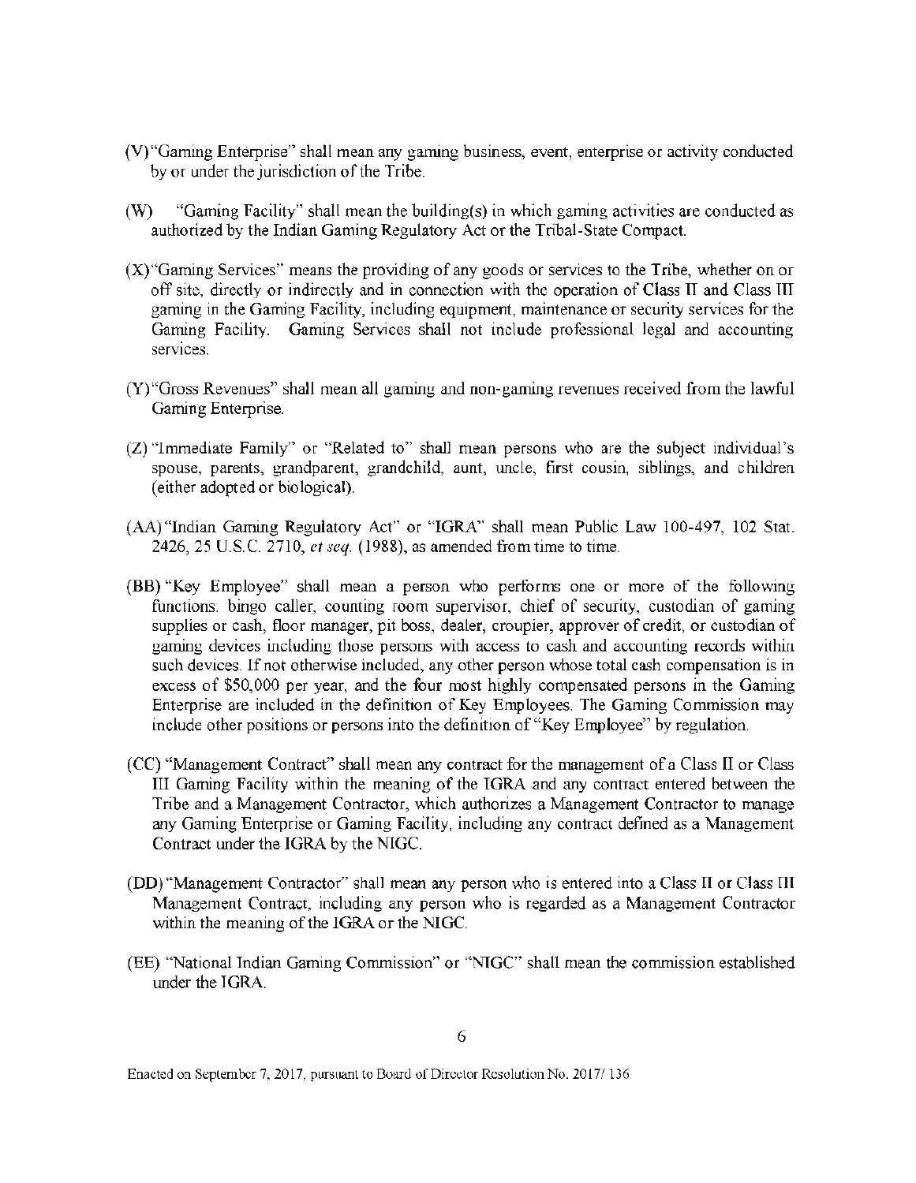(V) "Gaming Enterprise" shall mean any gaming business, event, enterprise or activity conducted by or under the jurisdiction of the Tribe.

(W) "Gaming Facility" shall mean the building(s) in which gaming activities are conducted as authorized by the Indian Gaming Regulatory Act or the Tribal-State Compact.

(X) "Gaming Services" means the providing of any goods or services to the Tribe, whether on or off site, directly or indirectly and in connection with the operation of Class II and Class III gaming in the Gaming Facility, including equipment, maintenance or security services for the Gaming Facility. Gaming Services shall not include professional legal and accounting services.

(Y) "Gross Revenues" shall mean all gaming and non-gaming revenues received from the lawful Gaming Enterprise.

(Z) "Immediate Family" or "Related to" shall mean persons who are the subject individual's spouse, parents, grandparent, grandchild, aunt, uncle, first cousin, siblings, and children (either adopted or biological).

(AA) "Indian Gaming Regulatory Act" or "IGRA" shall mean Public Law 100-497, 102 Stat. 2426, 25 U.S.C. 2710, *et seq.* (1988), as amended from time to time.

(BB) "Key Employee" shall mean a person who performs one or more of the following functions: bingo caller, counting room supervisor, chief of security, custodian of gaming supplies or cash, floor manager, pit boss, dealer, croupier, approver of credit, or custodian of gaming devices including those persons with access to cash and accounting records within such devices. If not otherwise included, any other person whose total cash compensation is in excess of $50,000 per year, and the four most highly compensated persons in the Gaming Enterprise are included in the definition of Key Employees. The Gaming Commission may include other positions or persons into the definition of "Key Employee" by regulation.

(CC) "Management Contract" shall mean any contract for the management of a Class II or Class III Gaming Facility within the meaning of the IGRA and any contract entered between the Tribe and a Management Contractor, which authorizes a Management Contractor to manage any Gaming Enterprise or Gaming Facility, including any contract defined as a Management Contract under the IGRA by the NIGC.

(DD) "Management Contractor" shall mean any person who is entered into a Class II or Class III Management Contract, including any person who is regarded as a Management Contractor within the meaning of the IGRA or the NIGC.

(EE) "National Indian Gaming Commission" or "NIGC" shall mean the commission established under the IGRA.

Enacted on September 7, 2017, pursuant to Board of Director Resolution No. 2017/ 136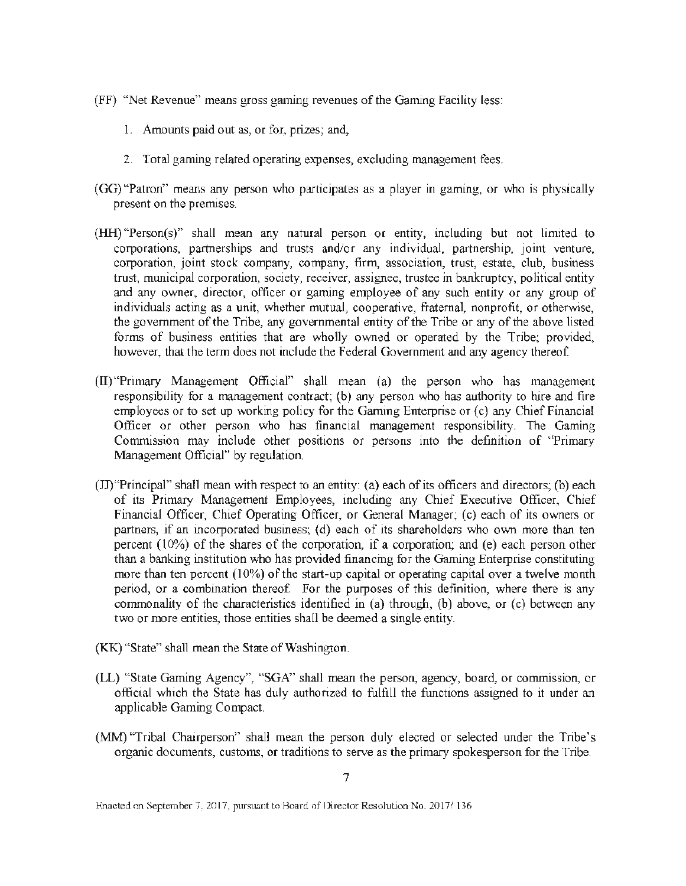(FF) "Net Revenue" means gross gaming revenues of the Gaming Facility less:

1. Amounts paid out as, or for, prizes; and,

2. Total gaming related operating expenses, excluding management fees.

(GG) "Patron" means any person who participates as a player in gaming, or who is physically present on the premises.

(HH) "Person(s)" shall mean any natural person or entity, including but not limited to corporations, partnerships and trusts and/or any individual, partnership, joint venture, corporation, joint stock company, company, firm, association, trust, estate, club, business trust, municipal corporation, society, receiver, assignee, trustee in bankruptcy, political entity and any owner, director, officer or gaming employee of any such entity or any group of individuals acting as a unit, whether mutual, cooperative, fraternal, nonprofit, or otherwise, the government of the Tribe, any governmental entity of the Tribe or any of the above listed forms of business entities that are wholly owned or operated by the Tribe; provided, however, that the term does not include the Federal Government and any agency thereof.

(II) "Primary Management Official" shall mean (a) the person who has management responsibility for a management contract; (b) any person who has authority to hire and fire employees or to set up working policy for the Gaming Enterprise or (c) any Chief Financial Officer or other person who has financial management responsibility. The Gaming Commission may include other positions or persons into the definition of "Primary Management Official" by regulation.

(JJ) "Principal" shall mean with respect to an entity: (a) each of its officers and directors; (b) each of its Primary Management Employees, including any Chief Executive Officer, Chief Financial Officer, Chief Operating Officer, or General Manager; (c) each of its owners or partners, if an incorporated business; (d) each of its shareholders who own more than ten percent (10%) of the shares of the corporation, if a corporation; and (e) each person other than a banking institution who has provided financing for the Gaming Enterprise constituting more than ten percent (10%) of the start-up capital or operating capital over a twelve month period, or a combination thereof. For the purposes of this definition, where there is any commonality of the characteristics identified in (a) through, (b) above, or (c) between any two or more entities, those entities shall be deemed a single entity.

(KK) "State" shall mean the State of Washington.

(LL) "State Gaming Agency", "SGA" shall mean the person, agency, board, or commission, or official which the State has duly authorized to fulfill the functions assigned to it under an applicable Gaming Compact.

(MM) "Tribal Chairperson" shall mean the person duly elected or selected under the Tribe's organic documents, customs, or traditions to serve as the primary spokesperson for the Tribe.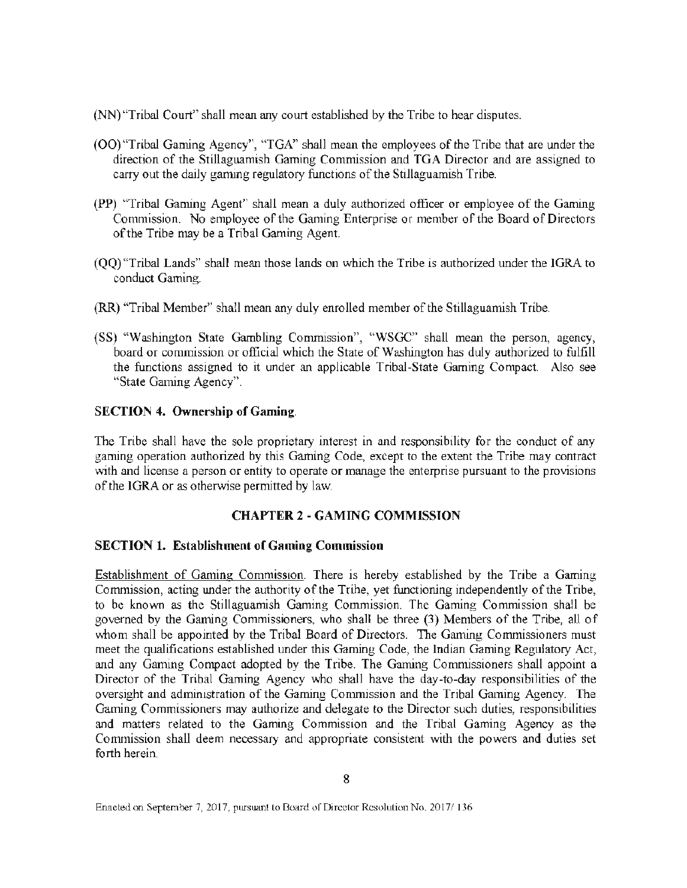(NN) "Tribal Court" shall mean any court established by the Tribe to hear disputes.

(OO) "Tribal Gaming Agency", "TGA" shall mean the employees of the Tribe that are under the direction of the Stillaguamish Gaming Commission and TGA Director and are assigned to carry out the daily gaming regulatory functions of the Stillaguamish Tribe.

(PP) "Tribal Gaming Agent" shall mean a duly authorized officer or employee of the Gaming Commission. No employee of the Gaming Enterprise or member of the Board of Directors of the Tribe may be a Tribal Gaming Agent.

(QQ) "Tribal Lands" shall mean those lands on which the Tribe is authorized under the IGRA to conduct Gaming.

(RR) "Tribal Member" shall mean any duly enrolled member of the Stillaguamish Tribe.

(SS) "Washington State Gambling Commission", "WSGC" shall mean the person, agency, board or commission or official which the State of Washington has duly authorized to fulfill the functions assigned to it under an applicable Tribal-State Gaming Compact. Also see "State Gaming Agency".

### SECTION 4. Ownership of Gaming.

The Tribe shall have the sole proprietary interest in and responsibility for the conduct of any gaming operation authorized by this Gaming Code, except to the extent the Tribe may contract with and license a person or entity to operate or manage the enterprise pursuant to the provisions of the IGRA or as otherwise permitted by law.

## CHAPTER 2 - GAMING COMMISSION

### SECTION 1. Establishment of Gaming Commission

Establishment of Gaming Commission. There is hereby established by the Tribe a Gaming Commission, acting under the authority of the Tribe, yet functioning independently of the Tribe, to be known as the Stillaguamish Gaming Commission. The Gaming Commission shall be governed by the Gaming Commissioners, who shall be three (3) Members of the Tribe, all of whom shall be appointed by the Tribal Board of Directors. The Gaming Commissioners must meet the qualifications established under this Gaming Code, the Indian Gaming Regulatory Act, and any Gaming Compact adopted by the Tribe. The Gaming Commissioners shall appoint a Director of the Tribal Gaming Agency who shall have the day-to-day responsibilities of the oversight and administration of the Gaming Commission and the Tribal Gaming Agency. The Gaming Commissioners may authorize and delegate to the Director such duties, responsibilities and matters related to the Gaming Commission and the Tribal Gaming Agency as the Commission shall deem necessary and appropriate consistent with the powers and duties set forth herein.

Enacted on September 7, 2017, pursuant to Board of Director Resolution No. 2017/136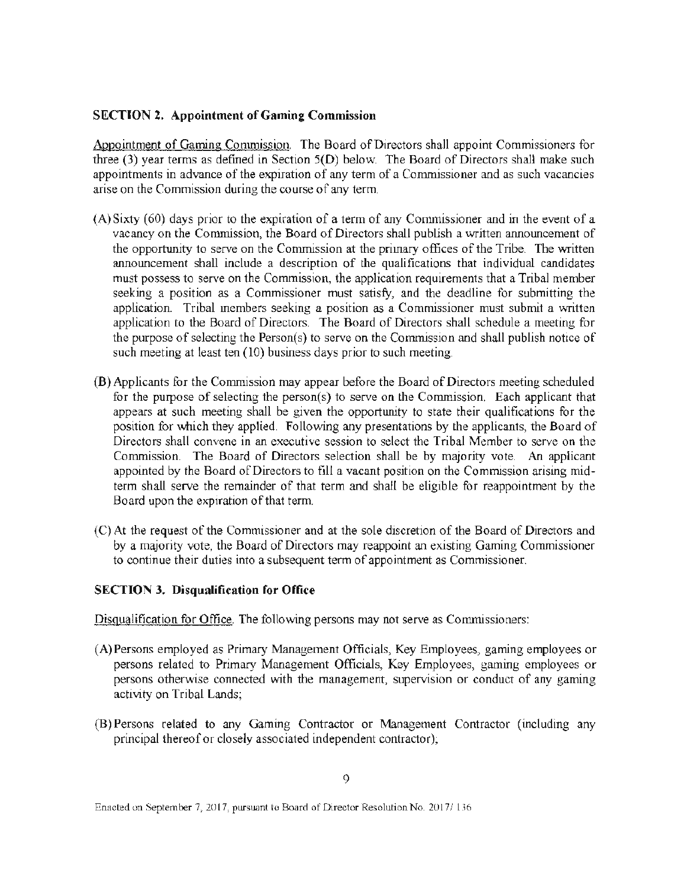**SECTION 2. Appointment of Gaming Commission**

Appointment of Gaming Commission. The Board of Directors shall appoint Commissioners for three (3) year terms as defined in Section 5(D) below. The Board of Directors shall make such appointments in advance of the expiration of any term of a Commissioner and as such vacancies arise on the Commission during the course of any term.

(A) Sixty (60) days prior to the expiration of a term of any Commissioner and in the event of a vacancy on the Commission, the Board of Directors shall publish a written announcement of the opportunity to serve on the Commission at the primary offices of the Tribe. The written announcement shall include a description of the qualifications that individual candidates must possess to serve on the Commission, the application requirements that a Tribal member seeking a position as a Commissioner must satisfy, and the deadline for submitting the application. Tribal members seeking a position as a Commissioner must submit a written application to the Board of Directors. The Board of Directors shall schedule a meeting for the purpose of selecting the Person(s) to serve on the Commission and shall publish notice of such meeting at least ten (10) business days prior to such meeting.

(B) Applicants for the Commission may appear before the Board of Directors meeting scheduled for the purpose of selecting the person(s) to serve on the Commission. Each applicant that appears at such meeting shall be given the opportunity to state their qualifications for the position for which they applied. Following any presentations by the applicants, the Board of Directors shall convene in an executive session to select the Tribal Member to serve on the Commission. The Board of Directors selection shall be by majority vote. An applicant appointed by the Board of Directors to fill a vacant position on the Commission arising mid-term shall serve the remainder of that term and shall be eligible for reappointment by the Board upon the expiration of that term.

(C) At the request of the Commissioner and at the sole discretion of the Board of Directors and by a majority vote, the Board of Directors may reappoint an existing Gaming Commissioner to continue their duties into a subsequent term of appointment as Commissioner.

**SECTION 3. Disqualification for Office**

Disqualification for Office. The following persons may not serve as Commissioners:

(A) Persons employed as Primary Management Officials, Key Employees, gaming employees or persons related to Primary Management Officials, Key Employees, gaming employees or persons otherwise connected with the management, supervision or conduct of any gaming activity on Tribal Lands;

(B) Persons related to any Gaming Contractor or Management Contractor (including any principal thereof or closely associated independent contractor);

Enacted on September 7, 2017, pursuant to Board of Director Resolution No. 2017/136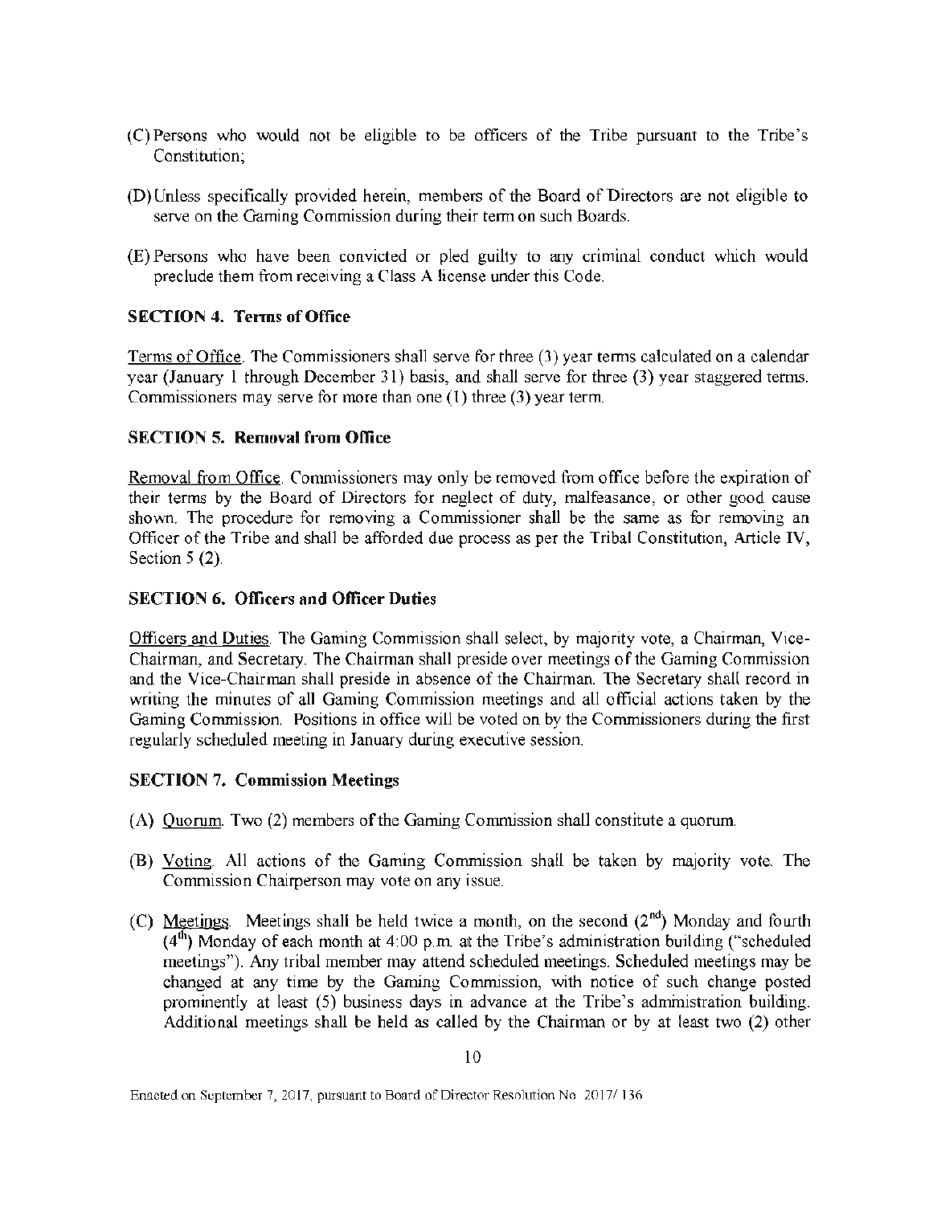(C) Persons who would not be eligible to be officers of the Tribe pursuant to the Tribe's Constitution;

(D) Unless specifically provided herein, members of the Board of Directors are not eligible to serve on the Gaming Commission during their term on such Boards.

(E) Persons who have been convicted or pled guilty to any criminal conduct which would preclude them from receiving a Class A license under this Code.

**SECTION 4. Terms of Office**

Terms of Office. The Commissioners shall serve for three (3) year terms calculated on a calendar year (January 1 through December 31) basis, and shall serve for three (3) year staggered terms. Commissioners may serve for more than one (1) three (3) year term.

**SECTION 5. Removal from Office**

Removal from Office. Commissioners may only be removed from office before the expiration of their terms by the Board of Directors for neglect of duty, malfeasance, or other good cause shown. The procedure for removing a Commissioner shall be the same as for removing an Officer of the Tribe and shall be afforded due process as per the Tribal Constitution, Article IV, Section 5 (2).

**SECTION 6. Officers and Officer Duties**

Officers and Duties. The Gaming Commission shall select, by majority vote, a Chairman, Vice-Chairman, and Secretary. The Chairman shall preside over meetings of the Gaming Commission and the Vice-Chairman shall preside in absence of the Chairman. The Secretary shall record in writing the minutes of all Gaming Commission meetings and all official actions taken by the Gaming Commission. Positions in office will be voted on by the Commissioners during the first regularly scheduled meeting in January during executive session.

**SECTION 7. Commission Meetings**

(A) Quorum. Two (2) members of the Gaming Commission shall constitute a quorum.

(B) Voting. All actions of the Gaming Commission shall be taken by majority vote. The Commission Chairperson may vote on any issue.

(C) Meetings. Meetings shall be held twice a month, on the second (2nd) Monday and fourth (4th) Monday of each month at 4:00 p.m. at the Tribe's administration building ("scheduled meetings"). Any tribal member may attend scheduled meetings. Scheduled meetings may be changed at any time by the Gaming Commission, with notice of such change posted prominently at least (5) business days in advance at the Tribe's administration building. Additional meetings shall be held as called by the Chairman or by at least two (2) other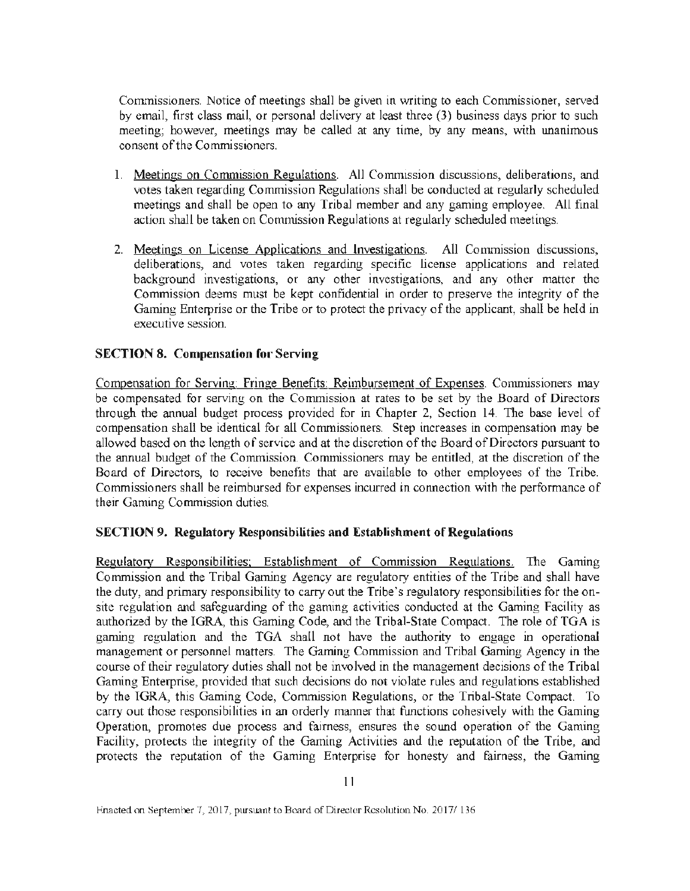Commissioners. Notice of meetings shall be given in writing to each Commissioner, served by email, first class mail, or personal delivery at least three (3) business days prior to such meeting; however, meetings may be called at any time, by any means, with unanimous consent of the Commissioners.

1. Meetings on Commission Regulations. All Commission discussions, deliberations, and votes taken regarding Commission Regulations shall be conducted at regularly scheduled meetings and shall be open to any Tribal member and any gaming employee. All final action shall be taken on Commission Regulations at regularly scheduled meetings.

2. Meetings on License Applications and Investigations. All Commission discussions, deliberations, and votes taken regarding specific license applications and related background investigations, or any other investigations, and any other matter the Commission deems must be kept confidential in order to preserve the integrity of the Gaming Enterprise or the Tribe or to protect the privacy of the applicant, shall be held in executive session.

### SECTION 8. Compensation for Serving

Compensation for Serving; Fringe Benefits; Reimbursement of Expenses. Commissioners may be compensated for serving on the Commission at rates to be set by the Board of Directors through the annual budget process provided for in Chapter 2, Section 14. The base level of compensation shall be identical for all Commissioners. Step increases in compensation may be allowed based on the length of service and at the discretion of the Board of Directors pursuant to the annual budget of the Commission. Commissioners may be entitled, at the discretion of the Board of Directors, to receive benefits that are available to other employees of the Tribe. Commissioners shall be reimbursed for expenses incurred in connection with the performance of their Gaming Commission duties.

### SECTION 9. Regulatory Responsibilities and Establishment of Regulations

Regulatory Responsibilities; Establishment of Commission Regulations. The Gaming Commission and the Tribal Gaming Agency are regulatory entities of the Tribe and shall have the duty, and primary responsibility to carry out the Tribe's regulatory responsibilities for the on-site regulation and safeguarding of the gaming activities conducted at the Gaming Facility as authorized by the IGRA, this Gaming Code, and the Tribal-State Compact. The role of TGA is gaming regulation and the TGA shall not have the authority to engage in operational management or personnel matters. The Gaming Commission and Tribal Gaming Agency in the course of their regulatory duties shall not be involved in the management decisions of the Tribal Gaming Enterprise, provided that such decisions do not violate rules and regulations established by the IGRA, this Gaming Code, Commission Regulations, or the Tribal-State Compact. To carry out those responsibilities in an orderly manner that functions cohesively with the Gaming Operation, promotes due process and fairness, ensures the sound operation of the Gaming Facility, protects the integrity of the Gaming Activities and the reputation of the Tribe, and protects the reputation of the Gaming Enterprise for honesty and fairness, the Gaming

Enacted on September 7, 2017, pursuant to Board of Director Resolution No. 2017/136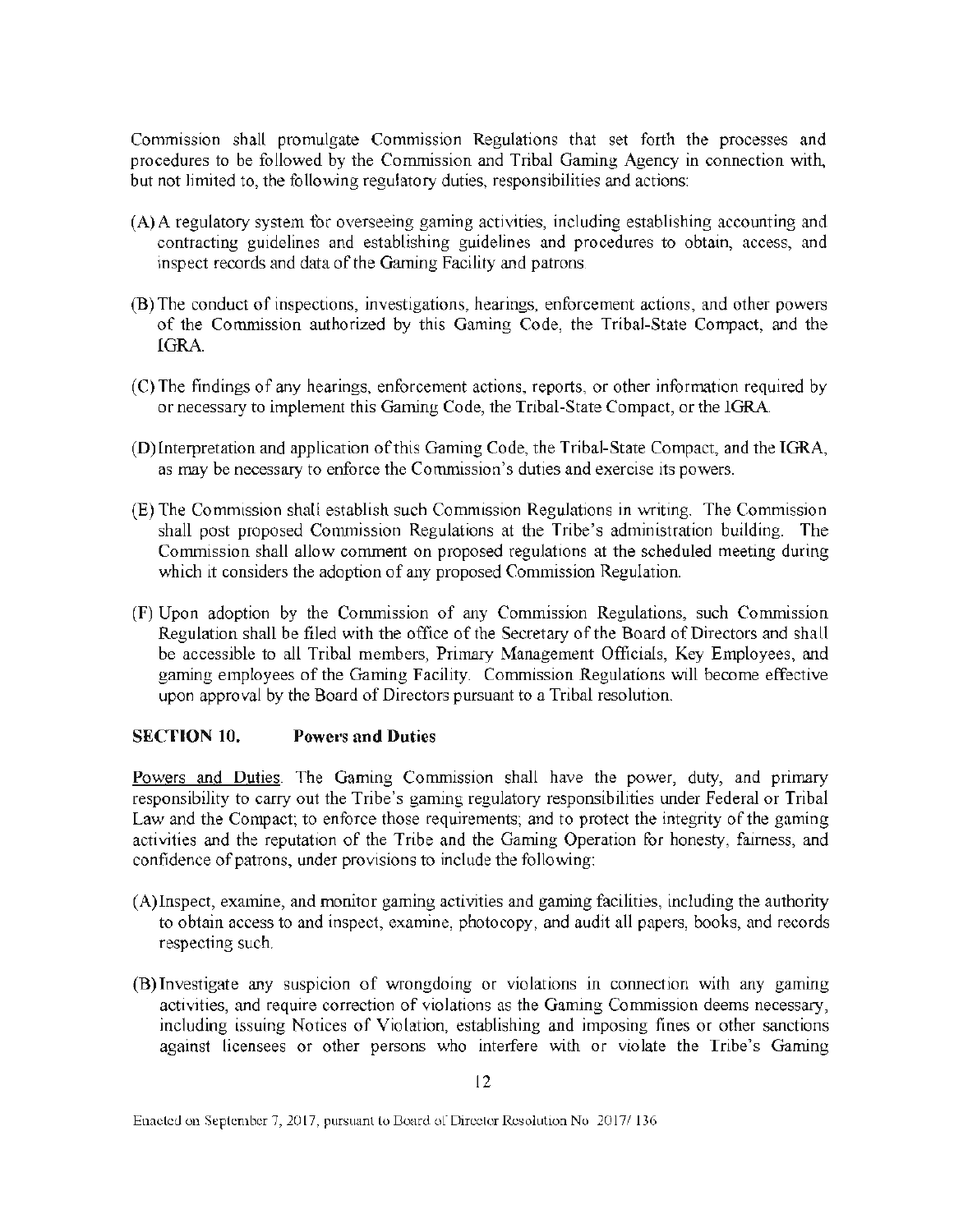Commission shall promulgate Commission Regulations that set forth the processes and procedures to be followed by the Commission and Tribal Gaming Agency in connection with, but not limited to, the following regulatory duties, responsibilities and actions:

(A) A regulatory system for overseeing gaming activities, including establishing accounting and contracting guidelines and establishing guidelines and procedures to obtain, access, and inspect records and data of the Gaming Facility and patrons.

(B) The conduct of inspections, investigations, hearings, enforcement actions, and other powers of the Commission authorized by this Gaming Code, the Tribal-State Compact, and the IGRA.

(C) The findings of any hearings, enforcement actions, reports, or other information required by or necessary to implement this Gaming Code, the Tribal-State Compact, or the IGRA.

(D) Interpretation and application of this Gaming Code, the Tribal-State Compact, and the IGRA, as may be necessary to enforce the Commission's duties and exercise its powers.

(E) The Commission shall establish such Commission Regulations in writing. The Commission shall post proposed Commission Regulations at the Tribe's administration building. The Commission shall allow comment on proposed regulations at the scheduled meeting during which it considers the adoption of any proposed Commission Regulation.

(F) Upon adoption by the Commission of any Commission Regulations, such Commission Regulation shall be filed with the office of the Secretary of the Board of Directors and shall be accessible to all Tribal members, Primary Management Officials, Key Employees, and gaming employees of the Gaming Facility. Commission Regulations will become effective upon approval by the Board of Directors pursuant to a Tribal resolution.

## SECTION 10. Powers and Duties

Powers and Duties. The Gaming Commission shall have the power, duty, and primary responsibility to carry out the Tribe's gaming regulatory responsibilities under Federal or Tribal Law and the Compact; to enforce those requirements; and to protect the integrity of the gaming activities and the reputation of the Tribe and the Gaming Operation for honesty, fairness, and confidence of patrons, under provisions to include the following:

(A) Inspect, examine, and monitor gaming activities and gaming facilities, including the authority to obtain access to and inspect, examine, photocopy, and audit all papers, books, and records respecting such.

(B) Investigate any suspicion of wrongdoing or violations in connection with any gaming activities, and require correction of violations as the Gaming Commission deems necessary, including issuing Notices of Violation, establishing and imposing fines or other sanctions against licensees or other persons who interfere with or violate the Tribe's Gaming

Enacted on September 7, 2017, pursuant to Board of Director Resolution No. 2017/ 136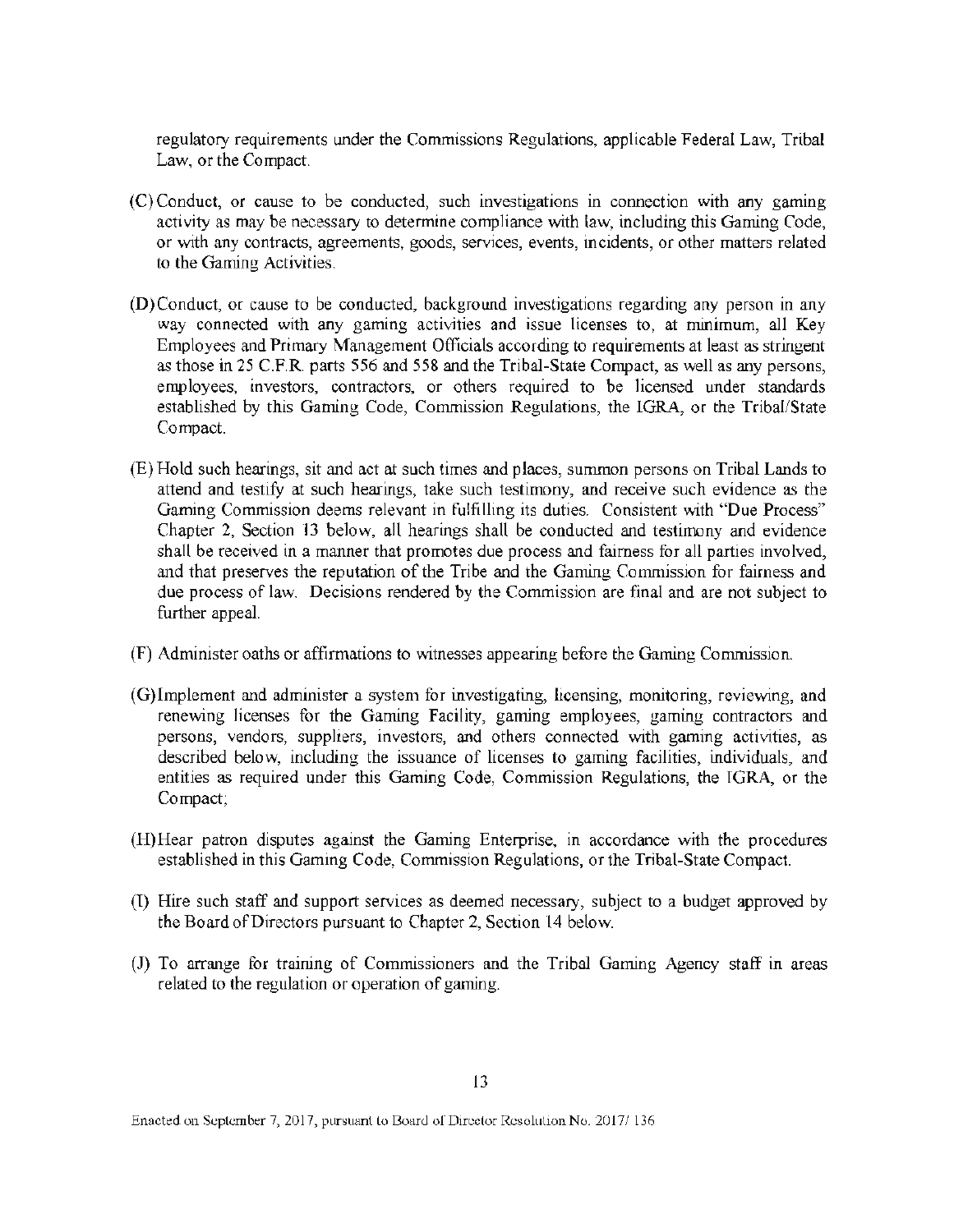regulatory requirements under the Commissions Regulations, applicable Federal Law, Tribal Law, or the Compact.

(C) Conduct, or cause to be conducted, such investigations in connection with any gaming activity as may be necessary to determine compliance with law, including this Gaming Code, or with any contracts, agreements, goods, services, events, incidents, or other matters related to the Gaming Activities.

(D) Conduct, or cause to be conducted, background investigations regarding any person in any way connected with any gaming activities and issue licenses to, at minimum, all Key Employees and Primary Management Officials according to requirements at least as stringent as those in 25 C.F.R. parts 556 and 558 and the Tribal-State Compact, as well as any persons, employees, investors, contractors, or others required to be licensed under standards established by this Gaming Code, Commission Regulations, the IGRA, or the Tribal/State Compact.

(E) Hold such hearings, sit and act at such times and places, summon persons on Tribal Lands to attend and testify at such hearings, take such testimony, and receive such evidence as the Gaming Commission deems relevant in fulfilling its duties. Consistent with "Due Process" Chapter 2, Section 13 below, all hearings shall be conducted and testimony and evidence shall be received in a manner that promotes due process and fairness for all parties involved, and that preserves the reputation of the Tribe and the Gaming Commission for fairness and due process of law. Decisions rendered by the Commission are final and are not subject to further appeal.

(F) Administer oaths or affirmations to witnesses appearing before the Gaming Commission.

(G) Implement and administer a system for investigating, licensing, monitoring, reviewing, and renewing licenses for the Gaming Facility, gaming employees, gaming contractors and persons, vendors, suppliers, investors, and others connected with gaming activities, as described below, including the issuance of licenses to gaming facilities, individuals, and entities as required under this Gaming Code, Commission Regulations, the IGRA, or the Compact;

(H) Hear patron disputes against the Gaming Enterprise, in accordance with the procedures established in this Gaming Code, Commission Regulations, or the Tribal-State Compact.

(I) Hire such staff and support services as deemed necessary, subject to a budget approved by the Board of Directors pursuant to Chapter 2, Section 14 below.

(J) To arrange for training of Commissioners and the Tribal Gaming Agency staff in areas related to the regulation or operation of gaming.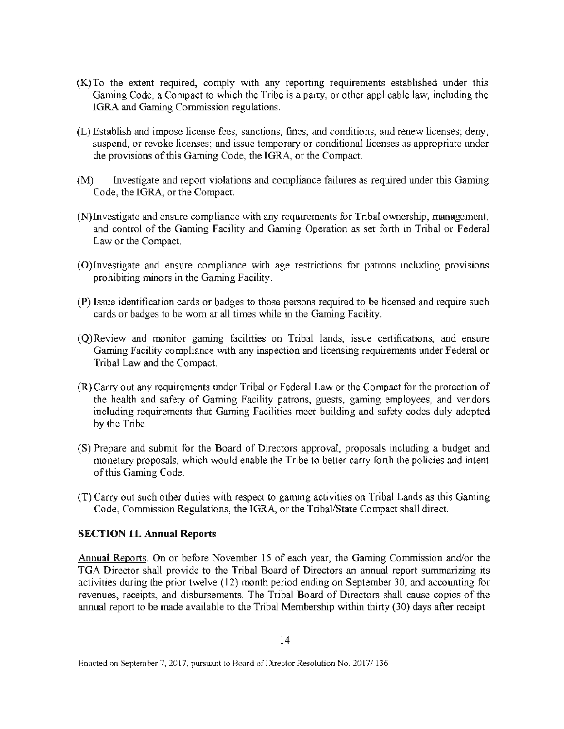(K) To the extent required, comply with any reporting requirements established under this Gaming Code, a Compact to which the Tribe is a party, or other applicable law, including the IGRA and Gaming Commission regulations.

(L) Establish and impose license fees, sanctions, fines, and conditions, and renew licenses; deny, suspend, or revoke licenses; and issue temporary or conditional licenses as appropriate under the provisions of this Gaming Code, the IGRA, or the Compact.

(M) Investigate and report violations and compliance failures as required under this Gaming Code, the IGRA, or the Compact.

(N) Investigate and ensure compliance with any requirements for Tribal ownership, management, and control of the Gaming Facility and Gaming Operation as set forth in Tribal or Federal Law or the Compact.

(O) Investigate and ensure compliance with age restrictions for patrons including provisions prohibiting minors in the Gaming Facility.

(P) Issue identification cards or badges to those persons required to be licensed and require such cards or badges to be worn at all times while in the Gaming Facility.

(Q) Review and monitor gaming facilities on Tribal lands, issue certifications, and ensure Gaming Facility compliance with any inspection and licensing requirements under Federal or Tribal Law and the Compact.

(R) Carry out any requirements under Tribal or Federal Law or the Compact for the protection of the health and safety of Gaming Facility patrons, guests, gaming employees, and vendors including requirements that Gaming Facilities meet building and safety codes duly adopted by the Tribe.

(S) Prepare and submit for the Board of Directors approval, proposals including a budget and monetary proposals, which would enable the Tribe to better carry forth the policies and intent of this Gaming Code.

(T) Carry out such other duties with respect to gaming activities on Tribal Lands as this Gaming Code, Commission Regulations, the IGRA, or the Tribal/State Compact shall direct.

**SECTION 11. Annual Reports**

Annual Reports. On or before November 15 of each year, the Gaming Commission and/or the TGA Director shall provide to the Tribal Board of Directors an annual report summarizing its activities during the prior twelve (12) month period ending on September 30, and accounting for revenues, receipts, and disbursements. The Tribal Board of Directors shall cause copies of the annual report to be made available to the Tribal Membership within thirty (30) days after receipt.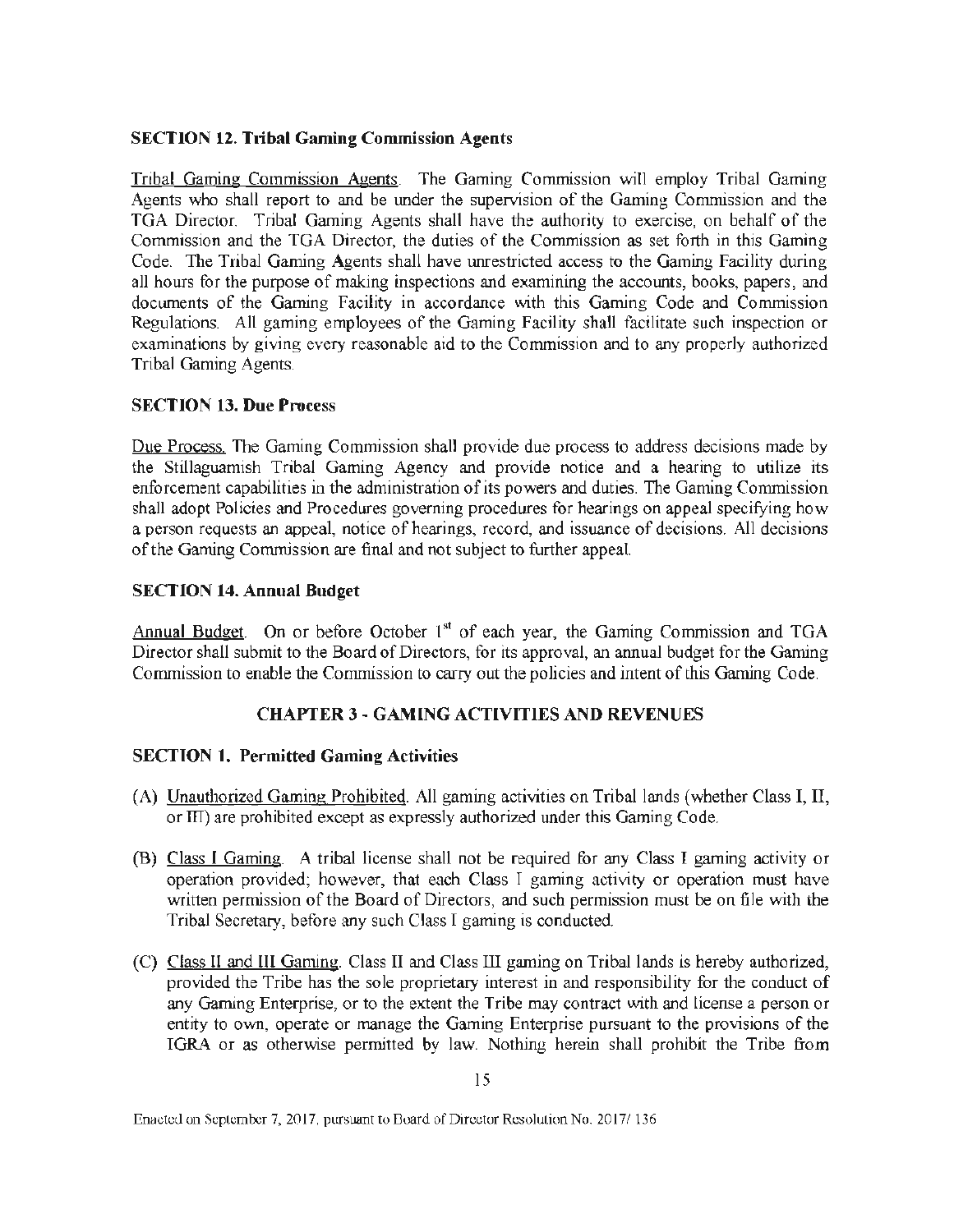**SECTION 12. Tribal Gaming Commission Agents**

Tribal Gaming Commission Agents. The Gaming Commission will employ Tribal Gaming Agents who shall report to and be under the supervision of the Gaming Commission and the TGA Director. Tribal Gaming Agents shall have the authority to exercise, on behalf of the Commission and the TGA Director, the duties of the Commission as set forth in this Gaming Code. The Tribal Gaming Agents shall have unrestricted access to the Gaming Facility during all hours for the purpose of making inspections and examining the accounts, books, papers, and documents of the Gaming Facility in accordance with this Gaming Code and Commission Regulations. All gaming employees of the Gaming Facility shall facilitate such inspection or examinations by giving every reasonable aid to the Commission and to any properly authorized Tribal Gaming Agents.

**SECTION 13. Due Process**

Due Process. The Gaming Commission shall provide due process to address decisions made by the Stillaguamish Tribal Gaming Agency and provide notice and a hearing to utilize its enforcement capabilities in the administration of its powers and duties. The Gaming Commission shall adopt Policies and Procedures governing procedures for hearings on appeal specifying how a person requests an appeal, notice of hearings, record, and issuance of decisions. All decisions of the Gaming Commission are final and not subject to further appeal.

**SECTION 14. Annual Budget**

Annual Budget. On or before October 1st of each year, the Gaming Commission and TGA Director shall submit to the Board of Directors, for its approval, an annual budget for the Gaming Commission to enable the Commission to carry out the policies and intent of this Gaming Code.

## CHAPTER 3 - GAMING ACTIVITIES AND REVENUES

**SECTION 1. Permitted Gaming Activities**

(A) Unauthorized Gaming Prohibited. All gaming activities on Tribal lands (whether Class I, II, or III) are prohibited except as expressly authorized under this Gaming Code.

(B) Class I Gaming. A tribal license shall not be required for any Class I gaming activity or operation provided; however, that each Class I gaming activity or operation must have written permission of the Board of Directors, and such permission must be on file with the Tribal Secretary, before any such Class I gaming is conducted.

(C) Class II and III Gaming. Class II and Class III gaming on Tribal lands is hereby authorized, provided the Tribe has the sole proprietary interest in and responsibility for the conduct of any Gaming Enterprise, or to the extent the Tribe may contract with and license a person or entity to own, operate or manage the Gaming Enterprise pursuant to the provisions of the IGRA or as otherwise permitted by law. Nothing herein shall prohibit the Tribe from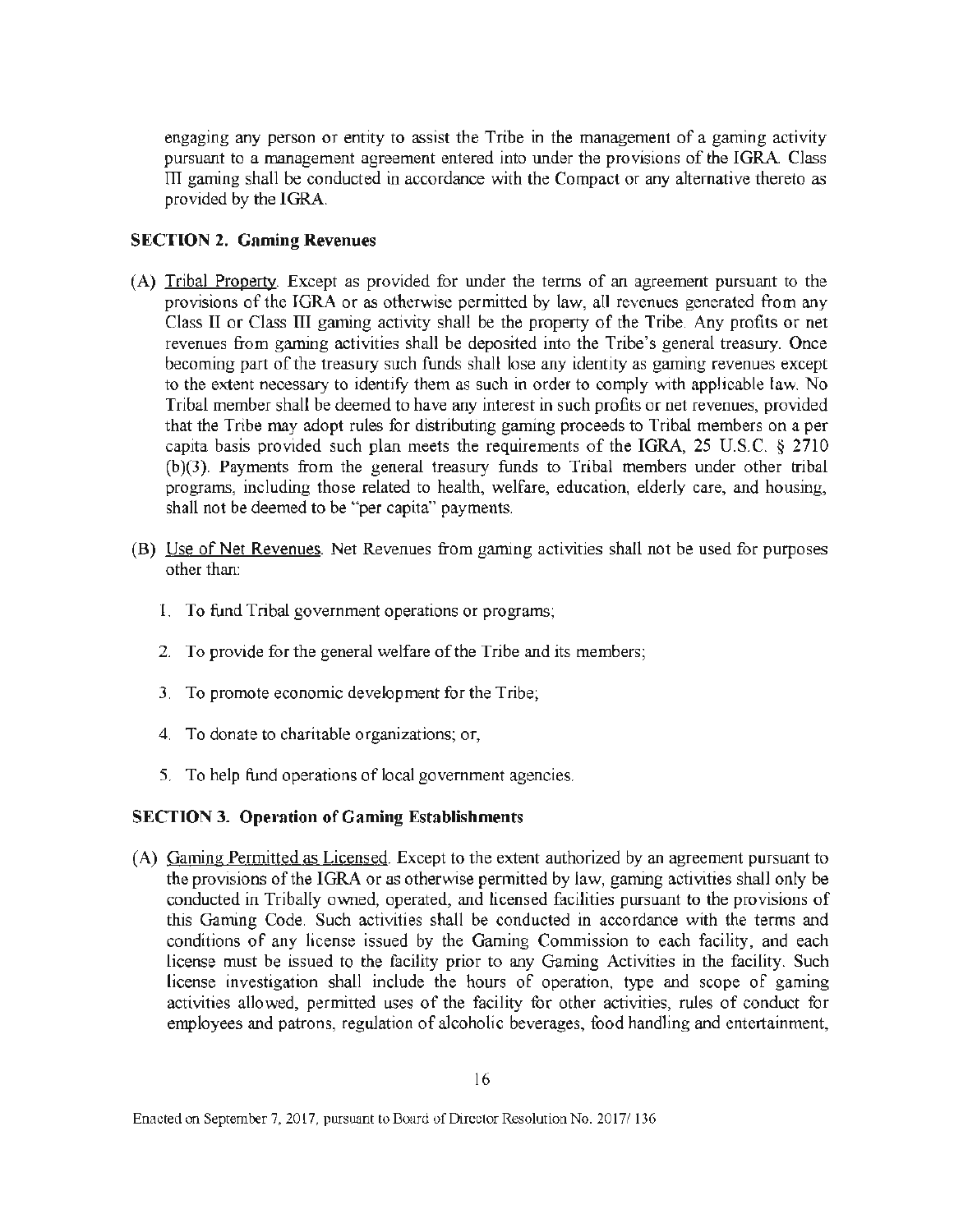engaging any person or entity to assist the Tribe in the management of a gaming activity pursuant to a management agreement entered into under the provisions of the IGRA. Class III gaming shall be conducted in accordance with the Compact or any alternative thereto as provided by the IGRA.

### SECTION 2. Gaming Revenues

(A) Tribal Property. Except as provided for under the terms of an agreement pursuant to the provisions of the IGRA or as otherwise permitted by law, all revenues generated from any Class II or Class III gaming activity shall be the property of the Tribe. Any profits or net revenues from gaming activities shall be deposited into the Tribe's general treasury. Once becoming part of the treasury such funds shall lose any identity as gaming revenues except to the extent necessary to identify them as such in order to comply with applicable law. No Tribal member shall be deemed to have any interest in such profits or net revenues, provided that the Tribe may adopt rules for distributing gaming proceeds to Tribal members on a per capita basis provided such plan meets the requirements of the IGRA, 25 U.S.C. § 2710 (b)(3). Payments from the general treasury funds to Tribal members under other tribal programs, including those related to health, welfare, education, elderly care, and housing, shall not be deemed to be "per capita" payments.

(B) Use of Net Revenues. Net Revenues from gaming activities shall not be used for purposes other than:

1. To fund Tribal government operations or programs;

2. To provide for the general welfare of the Tribe and its members;

3. To promote economic development for the Tribe;

4. To donate to charitable organizations; or,

5. To help fund operations of local government agencies.

### SECTION 3. Operation of Gaming Establishments

(A) Gaming Permitted as Licensed. Except to the extent authorized by an agreement pursuant to the provisions of the IGRA or as otherwise permitted by law, gaming activities shall only be conducted in Tribally owned, operated, and licensed facilities pursuant to the provisions of this Gaming Code. Such activities shall be conducted in accordance with the terms and conditions of any license issued by the Gaming Commission to each facility, and each license must be issued to the facility prior to any Gaming Activities in the facility. Such license investigation shall include the hours of operation, type and scope of gaming activities allowed, permitted uses of the facility for other activities, rules of conduct for employees and patrons, regulation of alcoholic beverages, food handling and entertainment,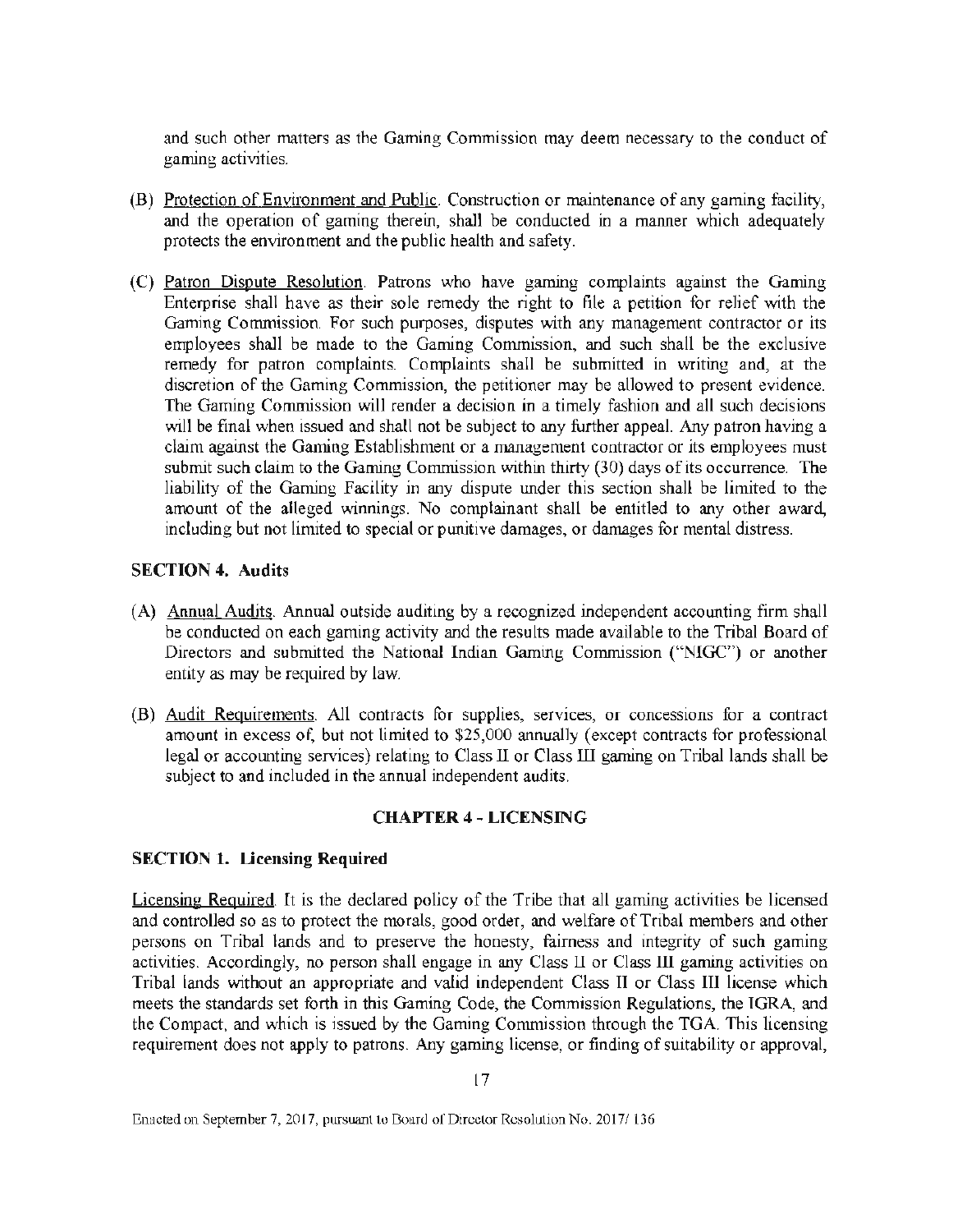and such other matters as the Gaming Commission may deem necessary to the conduct of gaming activities.

(B) Protection of Environment and Public. Construction or maintenance of any gaming facility, and the operation of gaming therein, shall be conducted in a manner which adequately protects the environment and the public health and safety.

(C) Patron Dispute Resolution. Patrons who have gaming complaints against the Gaming Enterprise shall have as their sole remedy the right to file a petition for relief with the Gaming Commission. For such purposes, disputes with any management contractor or its employees shall be made to the Gaming Commission, and such shall be the exclusive remedy for patron complaints. Complaints shall be submitted in writing and, at the discretion of the Gaming Commission, the petitioner may be allowed to present evidence. The Gaming Commission will render a decision in a timely fashion and all such decisions will be final when issued and shall not be subject to any further appeal. Any patron having a claim against the Gaming Establishment or a management contractor or its employees must submit such claim to the Gaming Commission within thirty (30) days of its occurrence. The liability of the Gaming Facility in any dispute under this section shall be limited to the amount of the alleged winnings. No complainant shall be entitled to any other award, including but not limited to special or punitive damages, or damages for mental distress.

### SECTION 4. Audits

(A) Annual Audits. Annual outside auditing by a recognized independent accounting firm shall be conducted on each gaming activity and the results made available to the Tribal Board of Directors and submitted the National Indian Gaming Commission ("NIGC") or another entity as may be required by law.

(B) Audit Requirements. All contracts for supplies, services, or concessions for a contract amount in excess of, but not limited to $25,000 annually (except contracts for professional legal or accounting services) relating to Class II or Class III gaming on Tribal lands shall be subject to and included in the annual independent audits.

## CHAPTER 4 - LICENSING

### SECTION 1. Licensing Required

Licensing Required. It is the declared policy of the Tribe that all gaming activities be licensed and controlled so as to protect the morals, good order, and welfare of Tribal members and other persons on Tribal lands and to preserve the honesty, fairness and integrity of such gaming activities. Accordingly, no person shall engage in any Class II or Class III gaming activities on Tribal lands without an appropriate and valid independent Class II or Class III license which meets the standards set forth in this Gaming Code, the Commission Regulations, the IGRA, and the Compact, and which is issued by the Gaming Commission through the TGA. This licensing requirement does not apply to patrons. Any gaming license, or finding of suitability or approval,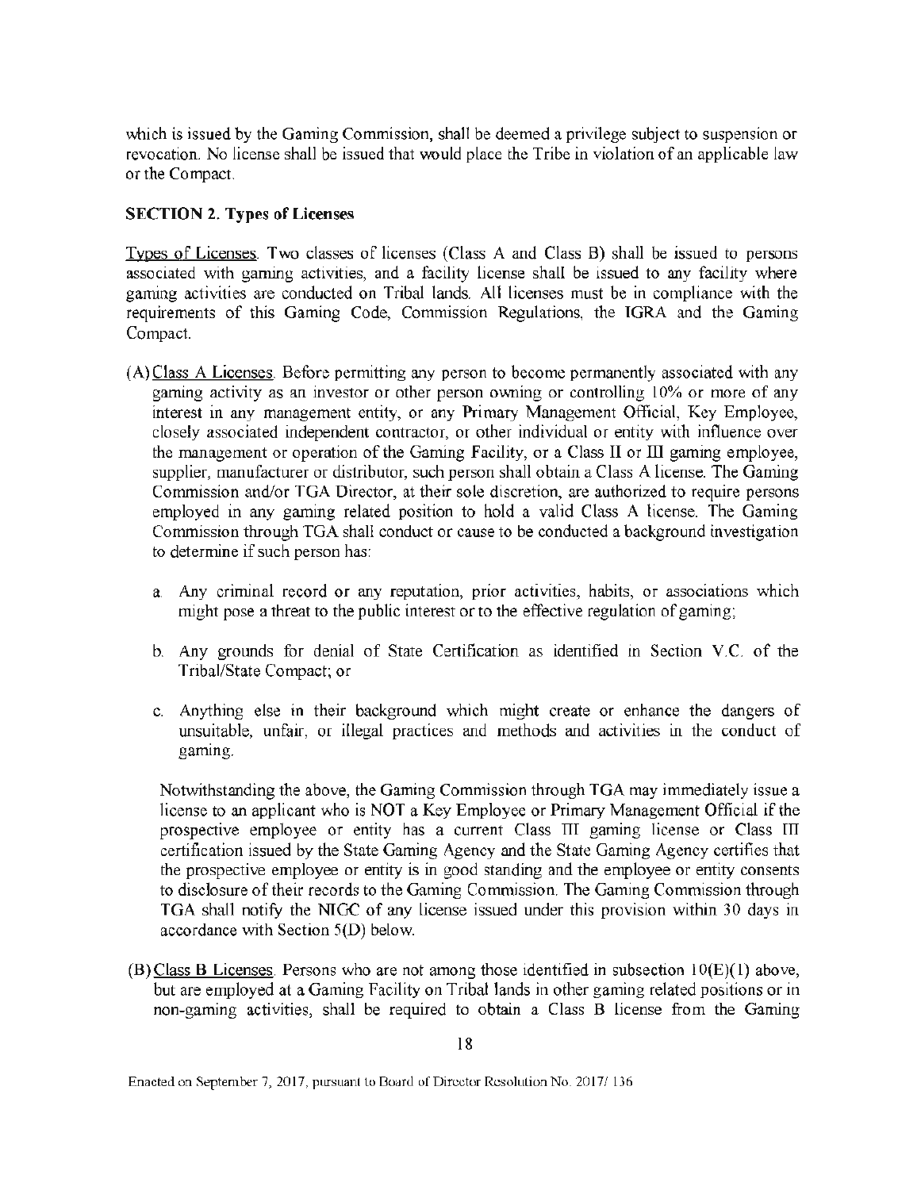which is issued by the Gaming Commission, shall be deemed a privilege subject to suspension or revocation. No license shall be issued that would place the Tribe in violation of an applicable law or the Compact.

**SECTION 2. Types of Licenses**

Types of Licenses. Two classes of licenses (Class A and Class B) shall be issued to persons associated with gaming activities, and a facility license shall be issued to any facility where gaming activities are conducted on Tribal lands. All licenses must be in compliance with the requirements of this Gaming Code, Commission Regulations, the IGRA and the Gaming Compact.

(A) Class A Licenses. Before permitting any person to become permanently associated with any gaming activity as an investor or other person owning or controlling 10% or more of any interest in any management entity, or any Primary Management Official, Key Employee, closely associated independent contractor, or other individual or entity with influence over the management or operation of the Gaming Facility, or a Class II or III gaming employee, supplier, manufacturer or distributor, such person shall obtain a Class A license. The Gaming Commission and/or TGA Director, at their sole discretion, are authorized to require persons employed in any gaming related position to hold a valid Class A license. The Gaming Commission through TGA shall conduct or cause to be conducted a background investigation to determine if such person has:

  a. Any criminal record or any reputation, prior activities, habits, or associations which might pose a threat to the public interest or to the effective regulation of gaming;

  b. Any grounds for denial of State Certification as identified in Section V.C. of the Tribal/State Compact; or

  c. Anything else in their background which might create or enhance the dangers of unsuitable, unfair, or illegal practices and methods and activities in the conduct of gaming.

  Notwithstanding the above, the Gaming Commission through TGA may immediately issue a license to an applicant who is NOT a Key Employee or Primary Management Official if the prospective employee or entity has a current Class III gaming license or Class III certification issued by the State Gaming Agency and the State Gaming Agency certifies that the prospective employee or entity is in good standing and the employee or entity consents to disclosure of their records to the Gaming Commission. The Gaming Commission through TGA shall notify the NIGC of any license issued under this provision within 30 days in accordance with Section 5(D) below.

(B) Class B Licenses. Persons who are not among those identified in subsection 10(E)(1) above, but are employed at a Gaming Facility on Tribal lands in other gaming related positions or in non-gaming activities, shall be required to obtain a Class B license from the Gaming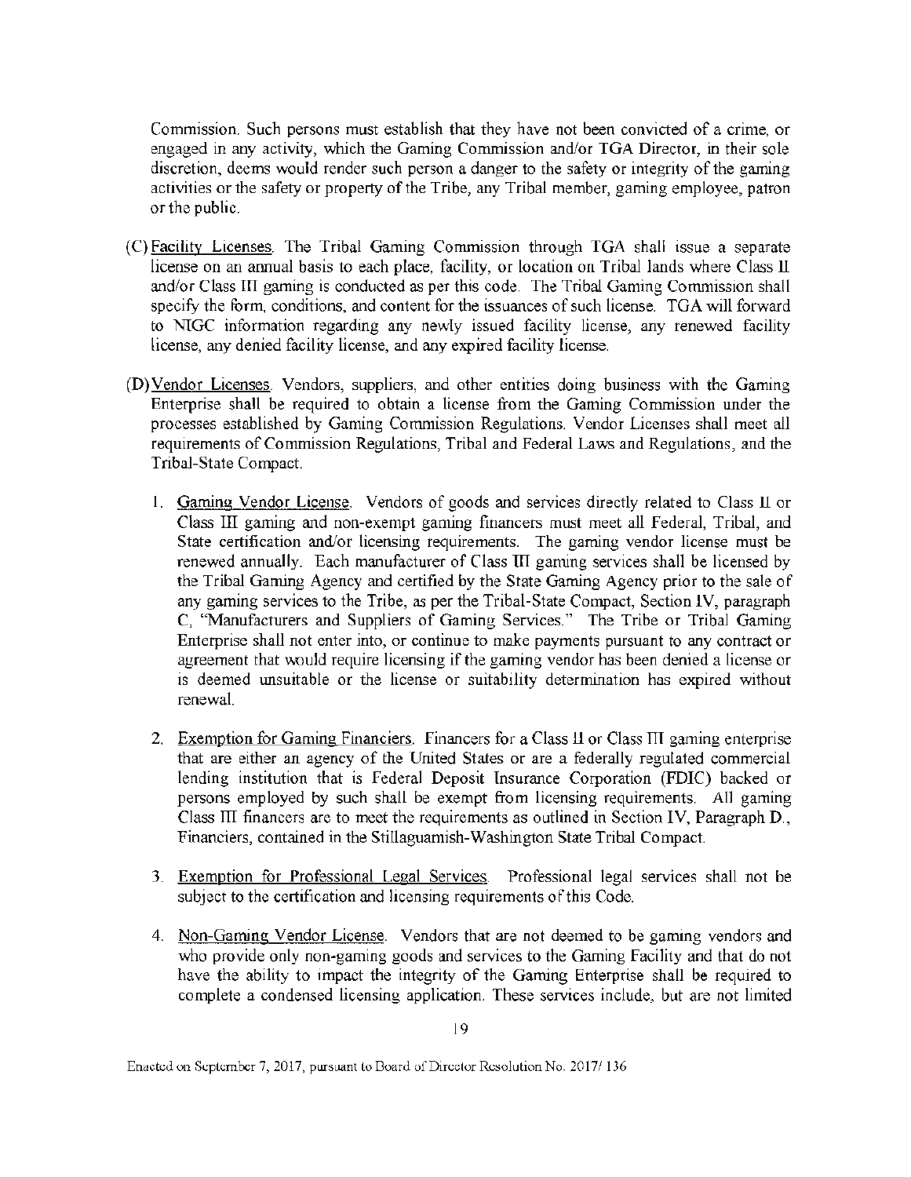Commission. Such persons must establish that they have not been convicted of a crime, or engaged in any activity, which the Gaming Commission and/or TGA Director, in their sole discretion, deems would render such person a danger to the safety or integrity of the gaming activities or the safety or property of the Tribe, any Tribal member, gaming employee, patron or the public.

(C) Facility Licenses. The Tribal Gaming Commission through TGA shall issue a separate license on an annual basis to each place, facility, or location on Tribal lands where Class II and/or Class III gaming is conducted as per this code. The Tribal Gaming Commission shall specify the form, conditions, and content for the issuances of such license. TGA will forward to NIGC information regarding any newly issued facility license, any renewed facility license, any denied facility license, and any expired facility license.

(D) Vendor Licenses. Vendors, suppliers, and other entities doing business with the Gaming Enterprise shall be required to obtain a license from the Gaming Commission under the processes established by Gaming Commission Regulations. Vendor Licenses shall meet all requirements of Commission Regulations, Tribal and Federal Laws and Regulations, and the Tribal-State Compact.

1. Gaming Vendor License. Vendors of goods and services directly related to Class II or Class III gaming and non-exempt gaming financers must meet all Federal, Tribal, and State certification and/or licensing requirements. The gaming vendor license must be renewed annually. Each manufacturer of Class III gaming services shall be licensed by the Tribal Gaming Agency and certified by the State Gaming Agency prior to the sale of any gaming services to the Tribe, as per the Tribal-State Compact, Section IV, paragraph C, "Manufacturers and Suppliers of Gaming Services." The Tribe or Tribal Gaming Enterprise shall not enter into, or continue to make payments pursuant to any contract or agreement that would require licensing if the gaming vendor has been denied a license or is deemed unsuitable or the license or suitability determination has expired without renewal.

2. Exemption for Gaming Financiers. Financers for a Class II or Class III gaming enterprise that are either an agency of the United States or are a federally regulated commercial lending institution that is Federal Deposit Insurance Corporation (FDIC) backed or persons employed by such shall be exempt from licensing requirements. All gaming Class III financers are to meet the requirements as outlined in Section IV, Paragraph D., Financiers, contained in the Stillaguamish-Washington State Tribal Compact.

3. Exemption for Professional Legal Services. Professional legal services shall not be subject to the certification and licensing requirements of this Code.

4. Non-Gaming Vendor License. Vendors that are not deemed to be gaming vendors and who provide only non-gaming goods and services to the Gaming Facility and that do not have the ability to impact the integrity of the Gaming Enterprise shall be required to complete a condensed licensing application. These services include, but are not limited

Enacted on September 7, 2017, pursuant to Board of Director Resolution No. 2017/136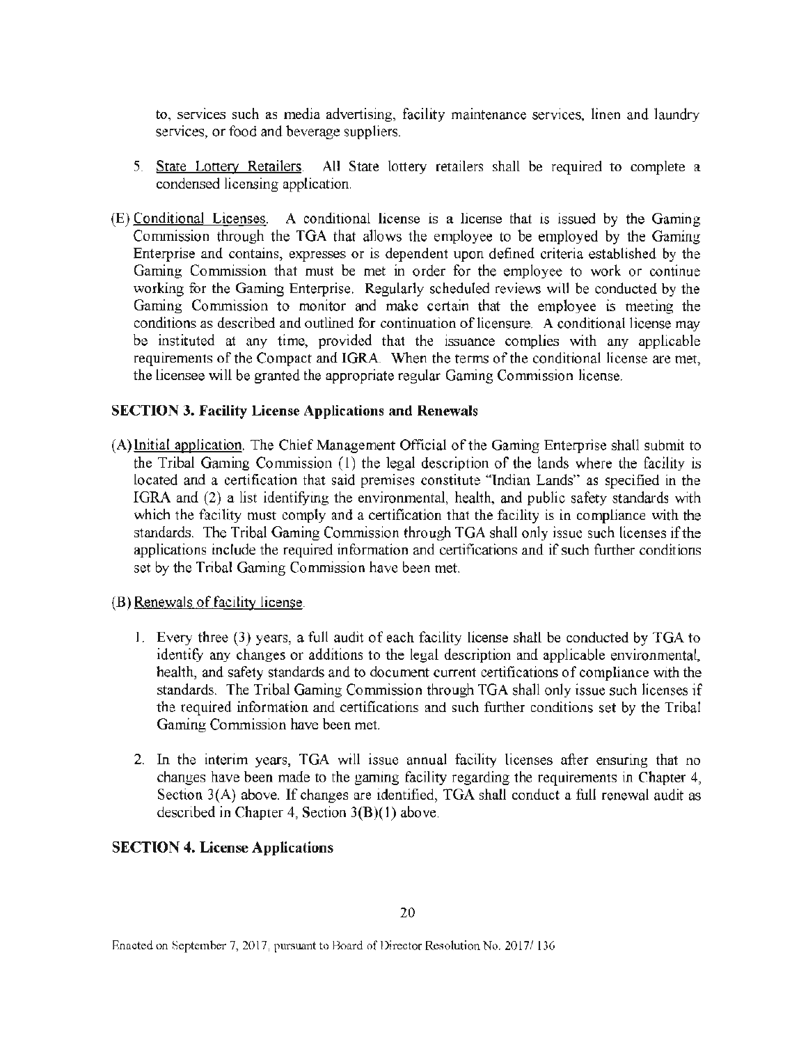to, services such as media advertising, facility maintenance services, linen and laundry services, or food and beverage suppliers.

5. State Lottery Retailers. All State lottery retailers shall be required to complete a condensed licensing application.

(E) Conditional Licenses. A conditional license is a license that is issued by the Gaming Commission through the TGA that allows the employee to be employed by the Gaming Enterprise and contains, expresses or is dependent upon defined criteria established by the Gaming Commission that must be met in order for the employee to work or continue working for the Gaming Enterprise. Regularly scheduled reviews will be conducted by the Gaming Commission to monitor and make certain that the employee is meeting the conditions as described and outlined for continuation of licensure. A conditional license may be instituted at any time, provided that the issuance complies with any applicable requirements of the Compact and IGRA. When the terms of the conditional license are met, the licensee will be granted the appropriate regular Gaming Commission license.

**SECTION 3. Facility License Applications and Renewals**

(A) Initial application. The Chief Management Official of the Gaming Enterprise shall submit to the Tribal Gaming Commission (1) the legal description of the lands where the facility is located and a certification that said premises constitute "Indian Lands" as specified in the IGRA and (2) a list identifying the environmental, health, and public safety standards with which the facility must comply and a certification that the facility is in compliance with the standards. The Tribal Gaming Commission through TGA shall only issue such licenses if the applications include the required information and certifications and if such further conditions set by the Tribal Gaming Commission have been met.

(B) Renewals of facility license.

1. Every three (3) years, a full audit of each facility license shall be conducted by TGA to identify any changes or additions to the legal description and applicable environmental, health, and safety standards and to document current certifications of compliance with the standards. The Tribal Gaming Commission through TGA shall only issue such licenses if the required information and certifications and such further conditions set by the Tribal Gaming Commission have been met.

2. In the interim years, TGA will issue annual facility licenses after ensuring that no changes have been made to the gaming facility regarding the requirements in Chapter 4, Section 3(A) above. If changes are identified, TGA shall conduct a full renewal audit as described in Chapter 4, Section 3(B)(1) above.

**SECTION 4. License Applications**

Enacted on September 7, 2017, pursuant to Board of Director Resolution No. 2017/136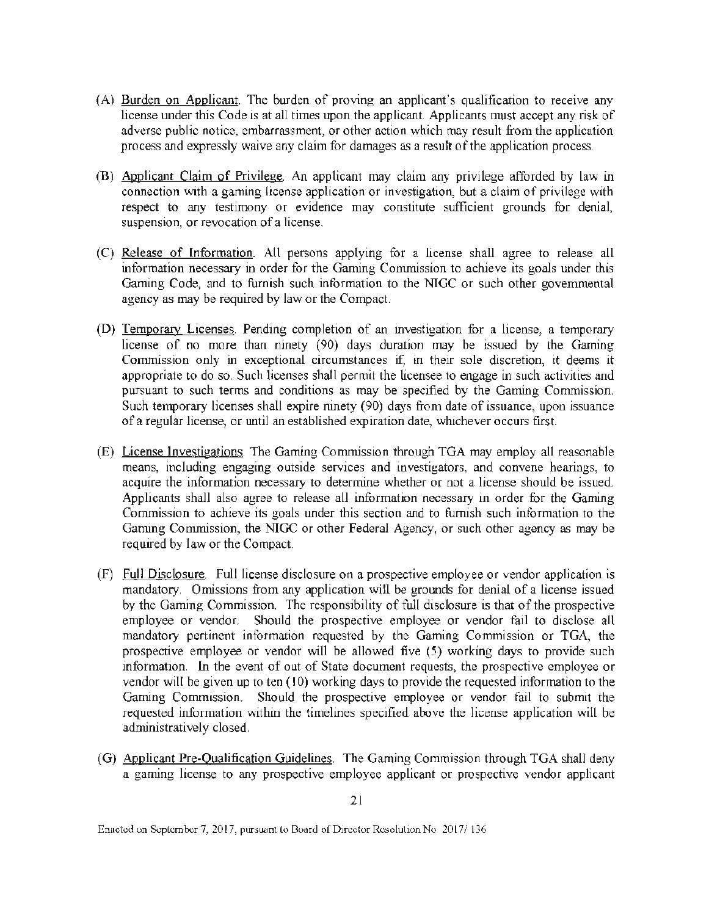(A) Burden on Applicant. The burden of proving an applicant's qualification to receive any license under this Code is at all times upon the applicant. Applicants must accept any risk of adverse public notice, embarrassment, or other action which may result from the application process and expressly waive any claim for damages as a result of the application process.

(B) Applicant Claim of Privilege. An applicant may claim any privilege afforded by law in connection with a gaming license application or investigation, but a claim of privilege with respect to any testimony or evidence may constitute sufficient grounds for denial, suspension, or revocation of a license.

(C) Release of Information. All persons applying for a license shall agree to release all information necessary in order for the Gaming Commission to achieve its goals under this Gaming Code, and to furnish such information to the NIGC or such other governmental agency as may be required by law or the Compact.

(D) Temporary Licenses. Pending completion of an investigation for a license, a temporary license of no more than ninety (90) days duration may be issued by the Gaming Commission only in exceptional circumstances if, in their sole discretion, it deems it appropriate to do so. Such licenses shall permit the licensee to engage in such activities and pursuant to such terms and conditions as may be specified by the Gaming Commission. Such temporary licenses shall expire ninety (90) days from date of issuance, upon issuance of a regular license, or until an established expiration date, whichever occurs first.

(E) License Investigations. The Gaming Commission through TGA may employ all reasonable means, including engaging outside services and investigators, and convene hearings, to acquire the information necessary to determine whether or not a license should be issued. Applicants shall also agree to release all information necessary in order for the Gaming Commission to achieve its goals under this section and to furnish such information to the Gaming Commission, the NIGC or other Federal Agency, or such other agency as may be required by law or the Compact.

(F) Full Disclosure. Full license disclosure on a prospective employee or vendor application is mandatory. Omissions from any application will be grounds for denial of a license issued by the Gaming Commission. The responsibility of full disclosure is that of the prospective employee or vendor. Should the prospective employee or vendor fail to disclose all mandatory pertinent information requested by the Gaming Commission or TGA, the prospective employee or vendor will be allowed five (5) working days to provide such information. In the event of out of State document requests, the prospective employee or vendor will be given up to ten (10) working days to provide the requested information to the Gaming Commission. Should the prospective employee or vendor fail to submit the requested information within the timelines specified above the license application will be administratively closed.

(G) Applicant Pre-Qualification Guidelines. The Gaming Commission through TGA shall deny a gaming license to any prospective employee applicant or prospective vendor applicant

Enacted on September 7, 2017, pursuant to Board of Director Resolution No. 2017/136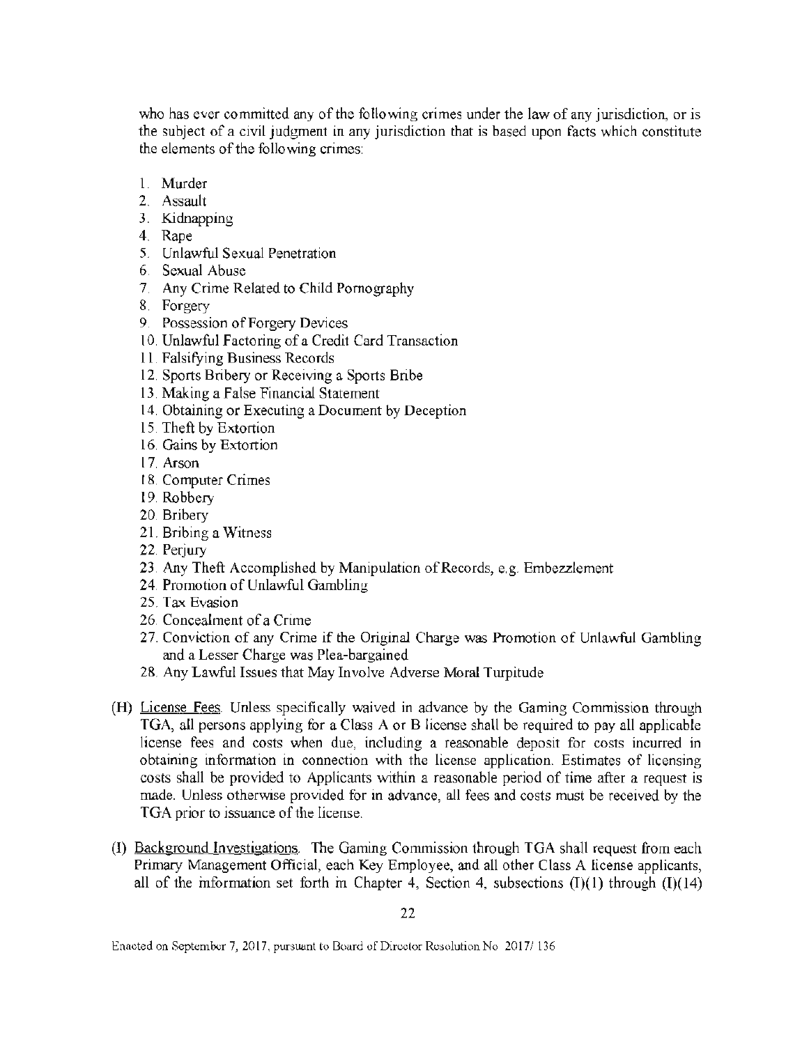who has ever committed any of the following crimes under the law of any jurisdiction, or is the subject of a civil judgment in any jurisdiction that is based upon facts which constitute the elements of the following crimes:

1. Murder
2. Assault
3. Kidnapping
4. Rape
5. Unlawful Sexual Penetration
6. Sexual Abuse
7. Any Crime Related to Child Pornography
8. Forgery
9. Possession of Forgery Devices
10. Unlawful Factoring of a Credit Card Transaction
11. Falsifying Business Records
12. Sports Bribery or Receiving a Sports Bribe
13. Making a False Financial Statement
14. Obtaining or Executing a Document by Deception
15. Theft by Extortion
16. Gains by Extortion
17. Arson
18. Computer Crimes
19. Robbery
20. Bribery
21. Bribing a Witness
22. Perjury
23. Any Theft Accomplished by Manipulation of Records, e.g. Embezzlement
24. Promotion of Unlawful Gambling
25. Tax Evasion
26. Concealment of a Crime
27. Conviction of any Crime if the Original Charge was Promotion of Unlawful Gambling and a Lesser Charge was Plea-bargained
28. Any Lawful Issues that May Involve Adverse Moral Turpitude

(H) License Fees. Unless specifically waived in advance by the Gaming Commission through TGA, all persons applying for a Class A or B license shall be required to pay all applicable license fees and costs when due, including a reasonable deposit for costs incurred in obtaining information in connection with the license application. Estimates of licensing costs shall be provided to Applicants within a reasonable period of time after a request is made. Unless otherwise provided for in advance, all fees and costs must be received by the TGA prior to issuance of the license.

(I) Background Investigations. The Gaming Commission through TGA shall request from each Primary Management Official, each Key Employee, and all other Class A license applicants, all of the information set forth in Chapter 4, Section 4, subsections (I)(1) through (I)(14)

Enacted on September 7, 2017, pursuant to Board of Director Resolution No 2017/136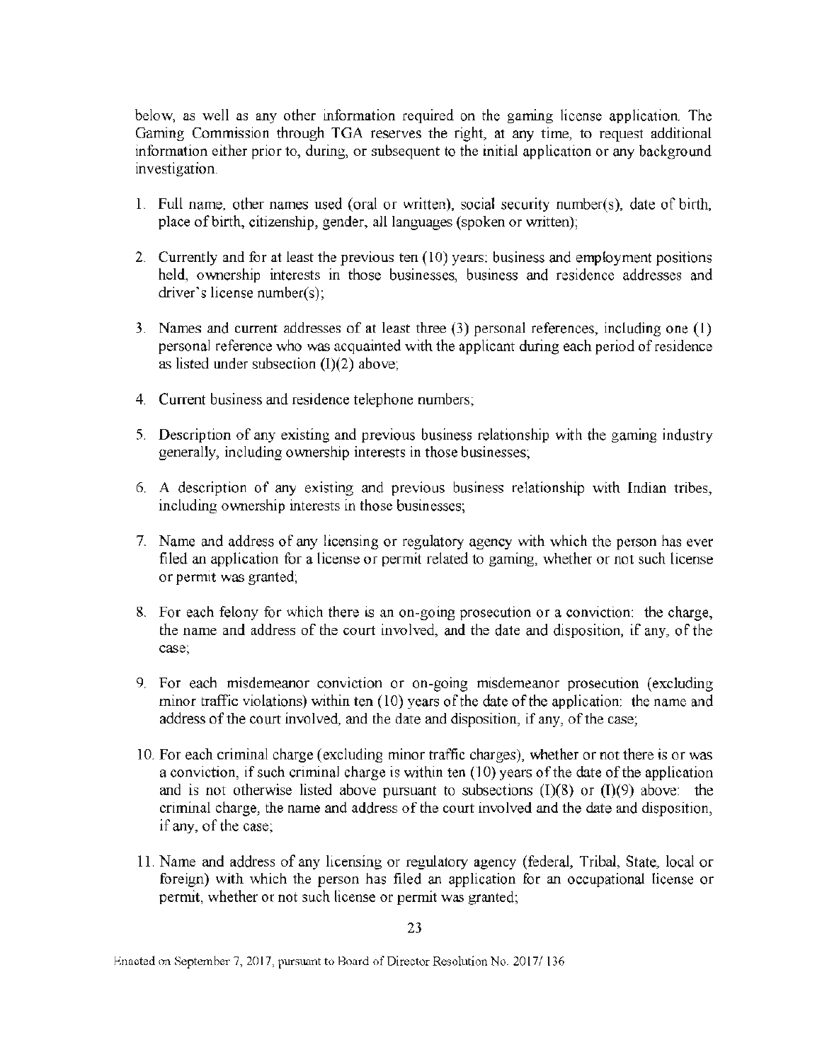below, as well as any other information required on the gaming license application. The Gaming Commission through TGA reserves the right, at any time, to request additional information either prior to, during, or subsequent to the initial application or any background investigation.

1. Full name, other names used (oral or written), social security number(s), date of birth, place of birth, citizenship, gender, all languages (spoken or written);

2. Currently and for at least the previous ten (10) years: business and employment positions held, ownership interests in those businesses, business and residence addresses and driver's license number(s);

3. Names and current addresses of at least three (3) personal references, including one (1) personal reference who was acquainted with the applicant during each period of residence as listed under subsection (I)(2) above;

4. Current business and residence telephone numbers;

5. Description of any existing and previous business relationship with the gaming industry generally, including ownership interests in those businesses;

6. A description of any existing and previous business relationship with Indian tribes, including ownership interests in those businesses;

7. Name and address of any licensing or regulatory agency with which the person has ever filed an application for a license or permit related to gaming, whether or not such license or permit was granted;

8. For each felony for which there is an on-going prosecution or a conviction: the charge, the name and address of the court involved, and the date and disposition, if any, of the case;

9. For each misdemeanor conviction or on-going misdemeanor prosecution (excluding minor traffic violations) within ten (10) years of the date of the application: the name and address of the court involved, and the date and disposition, if any, of the case;

10. For each criminal charge (excluding minor traffic charges), whether or not there is or was a conviction, if such criminal charge is within ten (10) years of the date of the application and is not otherwise listed above pursuant to subsections (I)(8) or (I)(9) above: the criminal charge, the name and address of the court involved and the date and disposition, if any, of the case;

11. Name and address of any licensing or regulatory agency (federal, Tribal, State, local or foreign) with which the person has filed an application for an occupational license or permit, whether or not such license or permit was granted;

Enacted on September 7, 2017, pursuant to Board of Director Resolution No. 2017/136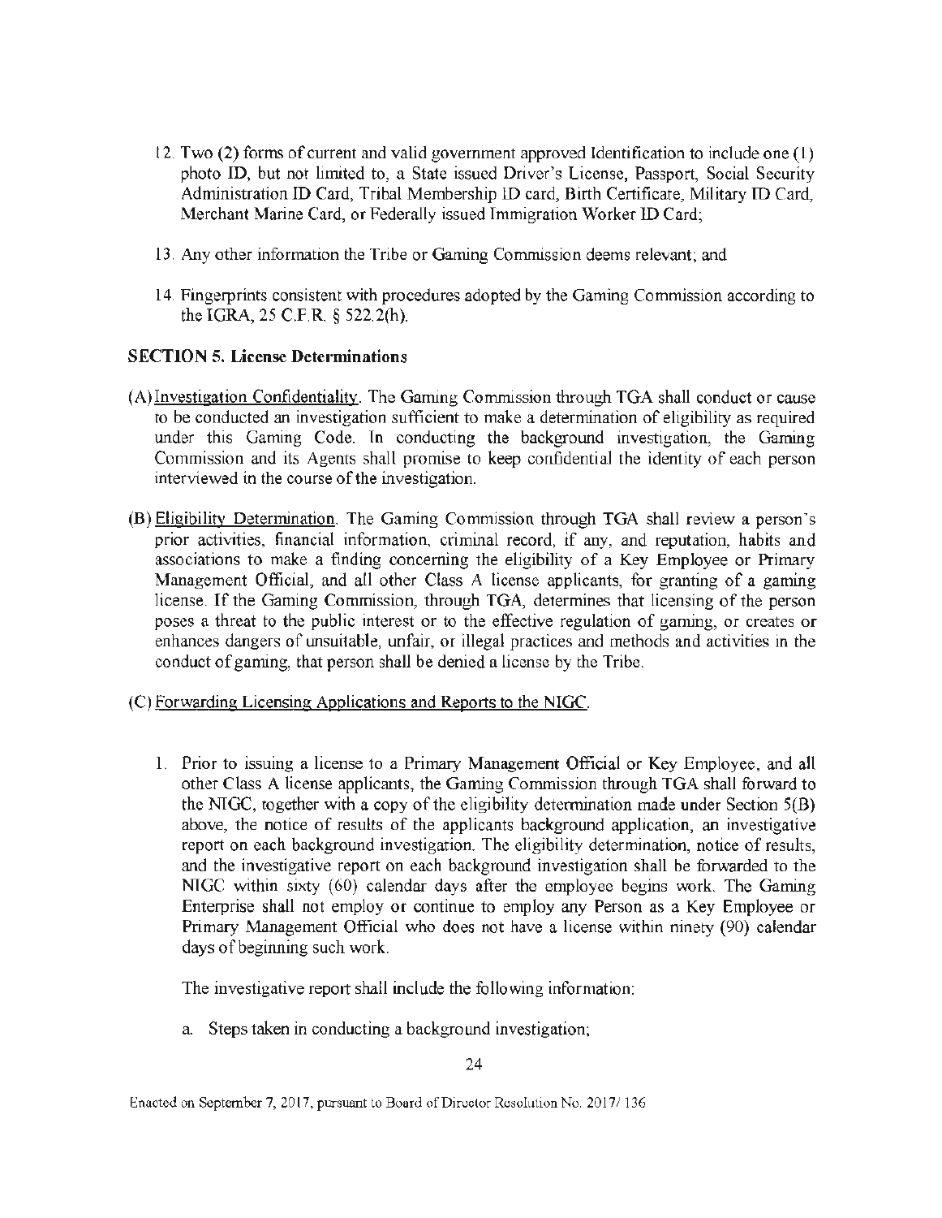12. Two (2) forms of current and valid government approved Identification to include one (1) photo ID, but not limited to, a State issued Driver's License, Passport, Social Security Administration ID Card, Tribal Membership ID card, Birth Certificate, Military ID Card, Merchant Marine Card, or Federally issued Immigration Worker ID Card;

13. Any other information the Tribe or Gaming Commission deems relevant; and

14. Fingerprints consistent with procedures adopted by the Gaming Commission according to the IGRA, 25 C.F.R. § 522.2(h).

**SECTION 5. License Determinations**

(A) Investigation Confidentiality. The Gaming Commission through TGA shall conduct or cause to be conducted an investigation sufficient to make a determination of eligibility as required under this Gaming Code. In conducting the background investigation, the Gaming Commission and its Agents shall promise to keep confidential the identity of each person interviewed in the course of the investigation.

(B) Eligibility Determination. The Gaming Commission through TGA shall review a person's prior activities, financial information, criminal record, if any, and reputation, habits and associations to make a finding concerning the eligibility of a Key Employee or Primary Management Official, and all other Class A license applicants, for granting of a gaming license. If the Gaming Commission, through TGA, determines that licensing of the person poses a threat to the public interest or to the effective regulation of gaming, or creates or enhances dangers of unsuitable, unfair, or illegal practices and methods and activities in the conduct of gaming, that person shall be denied a license by the Tribe.

(C) Forwarding Licensing Applications and Reports to the NIGC.

1. Prior to issuing a license to a Primary Management Official or Key Employee, and all other Class A license applicants, the Gaming Commission through TGA shall forward to the NIGC, together with a copy of the eligibility determination made under Section 5(B) above, the notice of results of the applicants background application, an investigative report on each background investigation. The eligibility determination, notice of results, and the investigative report on each background investigation shall be forwarded to the NIGC within sixty (60) calendar days after the employee begins work. The Gaming Enterprise shall not employ or continue to employ any Person as a Key Employee or Primary Management Official who does not have a license within ninety (90) calendar days of beginning such work.

   The investigative report shall include the following information:

   a. Steps taken in conducting a background investigation;

Enacted on September 7, 2017, pursuant to Board of Director Resolution No. 2017/136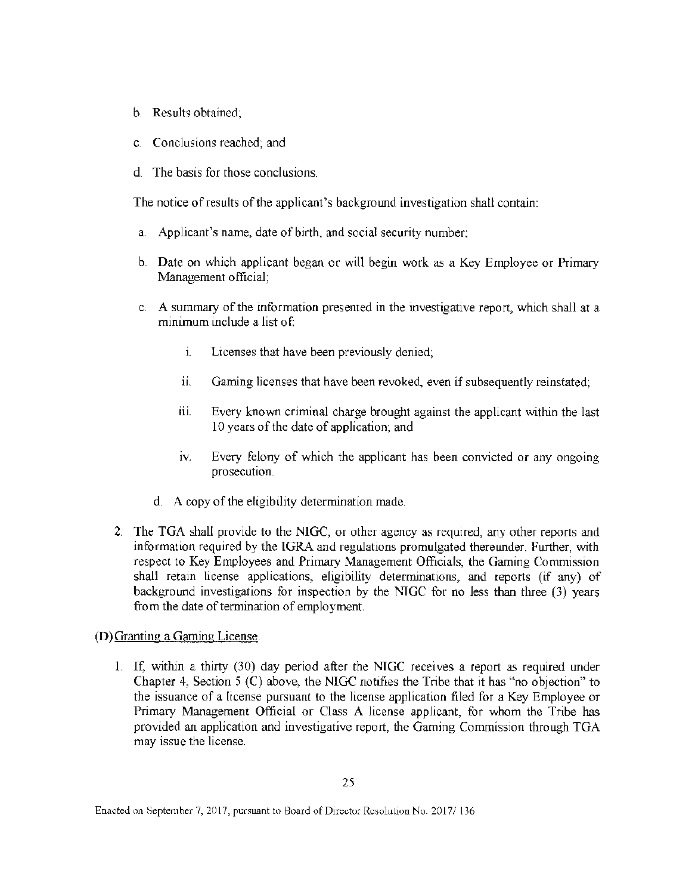b. Results obtained;

c. Conclusions reached; and

d. The basis for those conclusions.

The notice of results of the applicant's background investigation shall contain:

a. Applicant's name, date of birth, and social security number;

b. Date on which applicant began or will begin work as a Key Employee or Primary Management official;

c. A summary of the information presented in the investigative report, which shall at a minimum include a list of:

   i. Licenses that have been previously denied;

   ii. Gaming licenses that have been revoked, even if subsequently reinstated;

   iii. Every known criminal charge brought against the applicant within the last 10 years of the date of application; and

   iv. Every felony of which the applicant has been convicted or any ongoing prosecution.

d. A copy of the eligibility determination made.

2. The TGA shall provide to the NIGC, or other agency as required, any other reports and information required by the IGRA and regulations promulgated thereunder. Further, with respect to Key Employees and Primary Management Officials, the Gaming Commission shall retain license applications, eligibility determinations, and reports (if any) of background investigations for inspection by the NIGC for no less than three (3) years from the date of termination of employment.

(D) Granting a Gaming License.

1. If, within a thirty (30) day period after the NIGC receives a report as required under Chapter 4, Section 5 (C) above, the NIGC notifies the Tribe that it has "no objection" to the issuance of a license pursuant to the license application filed for a Key Employee or Primary Management Official or Class A license applicant, for whom the Tribe has provided an application and investigative report, the Gaming Commission through TGA may issue the license.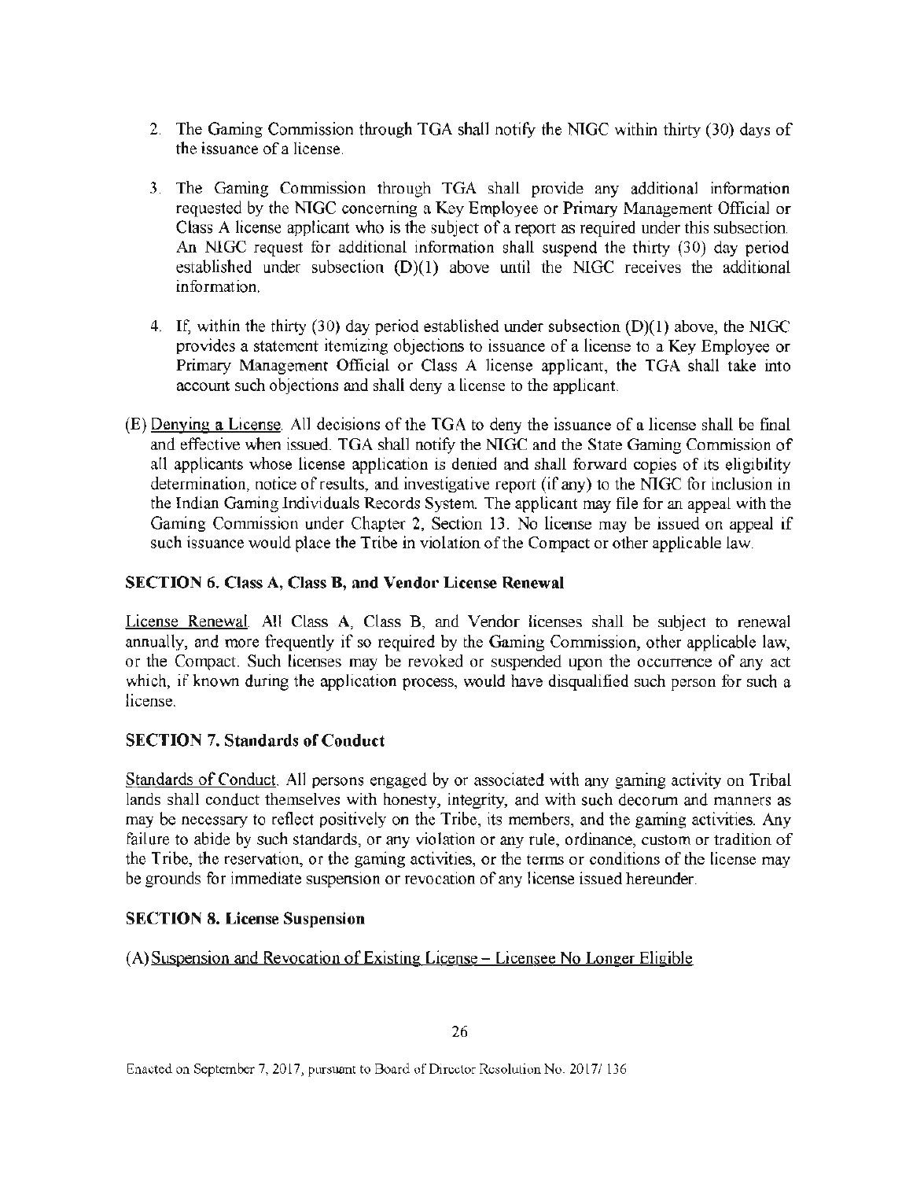2. The Gaming Commission through TGA shall notify the NIGC within thirty (30) days of the issuance of a license.

3. The Gaming Commission through TGA shall provide any additional information requested by the NIGC concerning a Key Employee or Primary Management Official or Class A license applicant who is the subject of a report as required under this subsection. An NIGC request for additional information shall suspend the thirty (30) day period established under subsection (D)(1) above until the NIGC receives the additional information.

4. If, within the thirty (30) day period established under subsection (D)(1) above, the NIGC provides a statement itemizing objections to issuance of a license to a Key Employee or Primary Management Official or Class A license applicant, the TGA shall take into account such objections and shall deny a license to the applicant.

(E) Denying a License. All decisions of the TGA to deny the issuance of a license shall be final and effective when issued. TGA shall notify the NIGC and the State Gaming Commission of all applicants whose license application is denied and shall forward copies of its eligibility determination, notice of results, and investigative report (if any) to the NIGC for inclusion in the Indian Gaming Individuals Records System. The applicant may file for an appeal with the Gaming Commission under Chapter 2, Section 13. No license may be issued on appeal if such issuance would place the Tribe in violation of the Compact or other applicable law.

**SECTION 6. Class A, Class B, and Vendor License Renewal**

License Renewal. All Class A, Class B, and Vendor licenses shall be subject to renewal annually, and more frequently if so required by the Gaming Commission, other applicable law, or the Compact. Such licenses may be revoked or suspended upon the occurrence of any act which, if known during the application process, would have disqualified such person for such a license.

**SECTION 7. Standards of Conduct**

Standards of Conduct. All persons engaged by or associated with any gaming activity on Tribal lands shall conduct themselves with honesty, integrity, and with such decorum and manners as may be necessary to reflect positively on the Tribe, its members, and the gaming activities. Any failure to abide by such standards, or any violation or any rule, ordinance, custom or tradition of the Tribe, the reservation, or the gaming activities, or the terms or conditions of the license may be grounds for immediate suspension or revocation of any license issued hereunder.

**SECTION 8. License Suspension**

(A) Suspension and Revocation of Existing License – Licensee No Longer Eligible

Enacted on September 7, 2017, pursuant to Board of Director Resolution No. 2017/ 136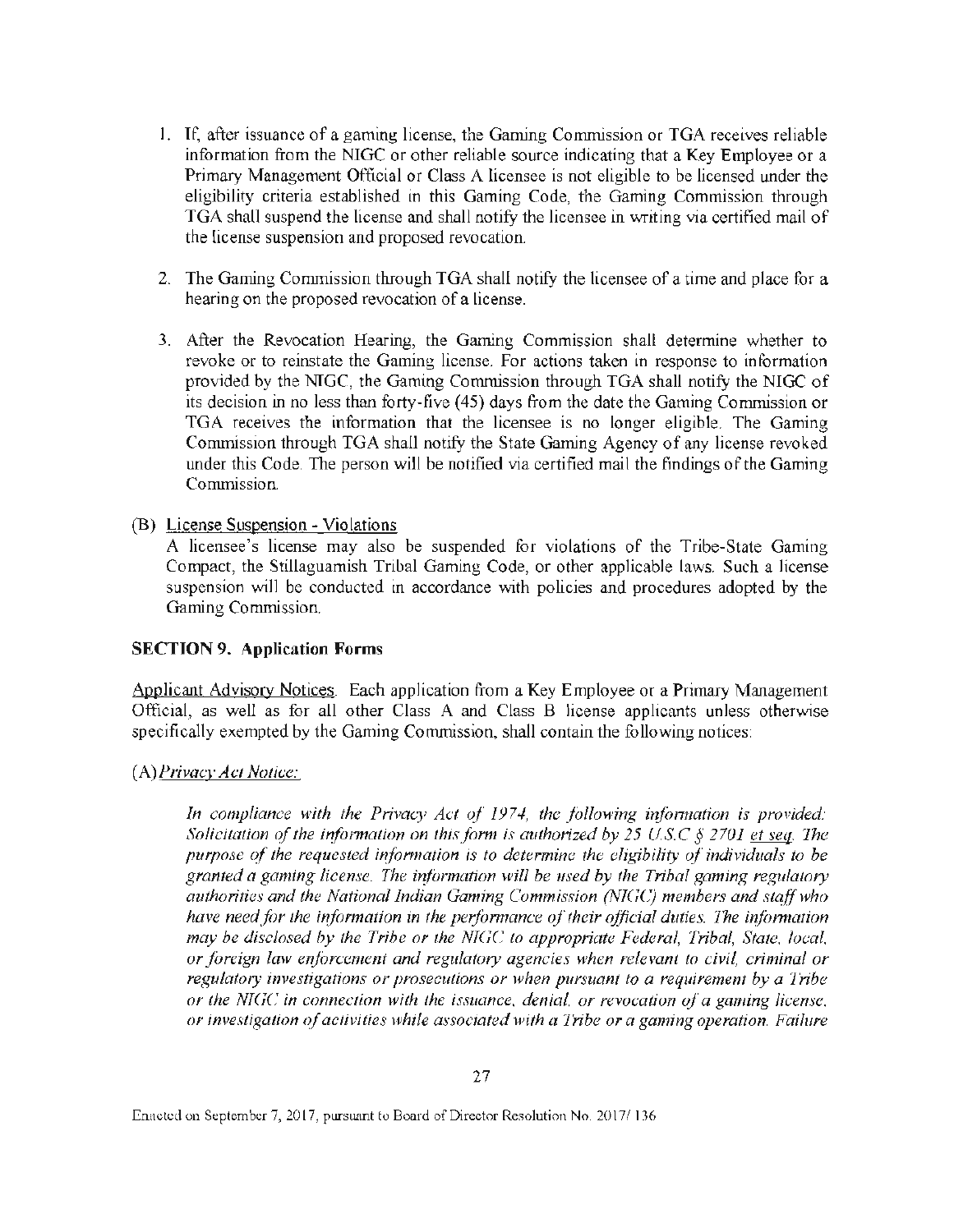1. If, after issuance of a gaming license, the Gaming Commission or TGA receives reliable information from the NIGC or other reliable source indicating that a Key Employee or a Primary Management Official or Class A licensee is not eligible to be licensed under the eligibility criteria established in this Gaming Code, the Gaming Commission through TGA shall suspend the license and shall notify the licensee in writing via certified mail of the license suspension and proposed revocation.

2. The Gaming Commission through TGA shall notify the licensee of a time and place for a hearing on the proposed revocation of a license.

3. After the Revocation Hearing, the Gaming Commission shall determine whether to revoke or to reinstate the Gaming license. For actions taken in response to information provided by the NIGC, the Gaming Commission through TGA shall notify the NIGC of its decision in no less than forty-five (45) days from the date the Gaming Commission or TGA receives the information that the licensee is no longer eligible. The Gaming Commission through TGA shall notify the State Gaming Agency of any license revoked under this Code. The person will be notified via certified mail the findings of the Gaming Commission.

(B) License Suspension - Violations
A licensee's license may also be suspended for violations of the Tribe-State Gaming Compact, the Stillaguamish Tribal Gaming Code, or other applicable laws. Such a license suspension will be conducted in accordance with policies and procedures adopted by the Gaming Commission.

**SECTION 9. Application Forms**

Applicant Advisory Notices. Each application from a Key Employee or a Primary Management Official, as well as for all other Class A and Class B license applicants unless otherwise specifically exempted by the Gaming Commission, shall contain the following notices:

(A) *Privacy Act Notice:*

*In compliance with the Privacy Act of 1974, the following information is provided: Solicitation of the information on this form is authorized by 25 U.S.C § 2701 et seq. The purpose of the requested information is to determine the eligibility of individuals to be granted a gaming license. The information will be used by the Tribal gaming regulatory authorities and the National Indian Gaming Commission (NIGC) members and staff who have need for the information in the performance of their official duties. The information may be disclosed by the Tribe or the NIGC to appropriate Federal, Tribal, State, local, or foreign law enforcement and regulatory agencies when relevant to civil, criminal or regulatory investigations or prosecutions or when pursuant to a requirement by a Tribe or the NIGC in connection with the issuance, denial, or revocation of a gaming license, or investigation of activities while associated with a Tribe or a gaming operation. Failure*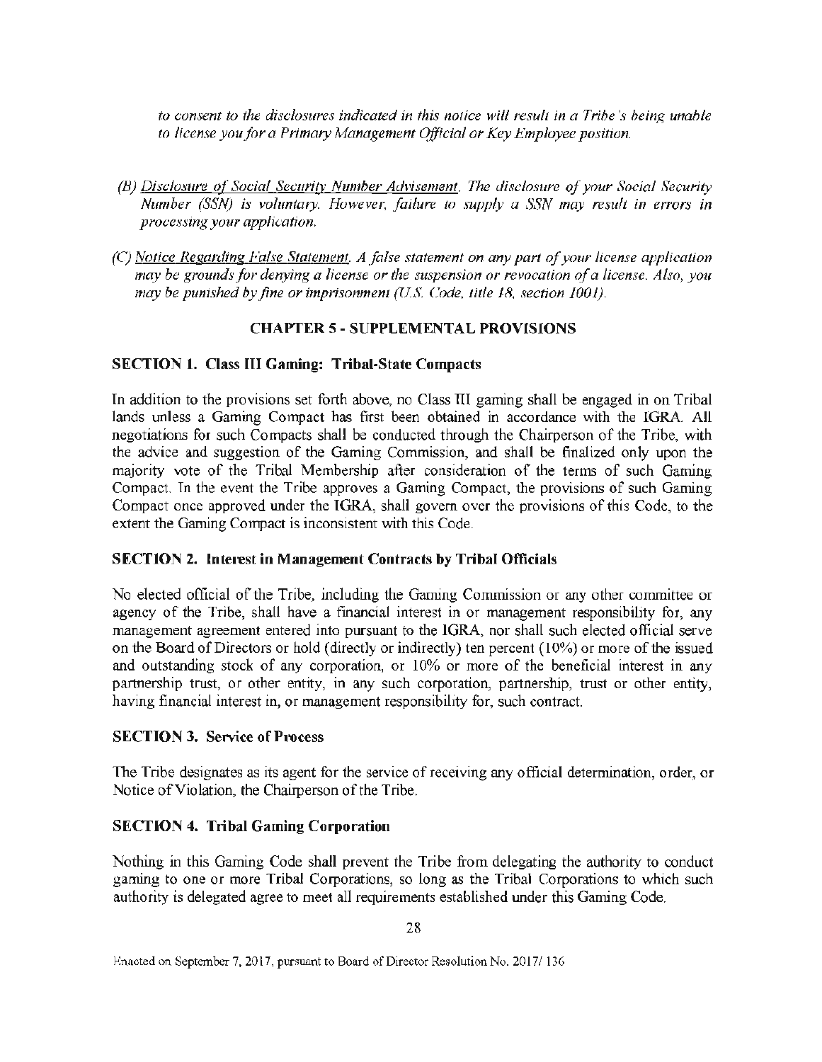*to consent to the disclosures indicated in this notice will result in a Tribe's being unable to license you for a Primary Management Official or Key Employee position.*

*(B) Disclosure of Social Security Number Advisement. The disclosure of your Social Security Number (SSN) is voluntary. However, failure to supply a SSN may result in errors in processing your application.*

*(C) Notice Regarding False Statement. A false statement on any part of your license application may be grounds for denying a license or the suspension or revocation of a license. Also, you may be punished by fine or imprisonment (U.S. Code, title 18, section 1001).*

## CHAPTER 5 - SUPPLEMENTAL PROVISIONS

### SECTION 1. Class III Gaming: Tribal-State Compacts

In addition to the provisions set forth above, no Class III gaming shall be engaged in on Tribal lands unless a Gaming Compact has first been obtained in accordance with the IGRA. All negotiations for such Compacts shall be conducted through the Chairperson of the Tribe, with the advice and suggestion of the Gaming Commission, and shall be finalized only upon the majority vote of the Tribal Membership after consideration of the terms of such Gaming Compact. In the event the Tribe approves a Gaming Compact, the provisions of such Gaming Compact once approved under the IGRA, shall govern over the provisions of this Code, to the extent the Gaming Compact is inconsistent with this Code.

### SECTION 2. Interest in Management Contracts by Tribal Officials

No elected official of the Tribe, including the Gaming Commission or any other committee or agency of the Tribe, shall have a financial interest in or management responsibility for, any management agreement entered into pursuant to the IGRA, nor shall such elected official serve on the Board of Directors or hold (directly or indirectly) ten percent (10%) or more of the issued and outstanding stock of any corporation, or 10% or more of the beneficial interest in any partnership trust, or other entity, in any such corporation, partnership, trust or other entity, having financial interest in, or management responsibility for, such contract.

### SECTION 3. Service of Process

The Tribe designates as its agent for the service of receiving any official determination, order, or Notice of Violation, the Chairperson of the Tribe.

### SECTION 4. Tribal Gaming Corporation

Nothing in this Gaming Code shall prevent the Tribe from delegating the authority to conduct gaming to one or more Tribal Corporations, so long as the Tribal Corporations to which such authority is delegated agree to meet all requirements established under this Gaming Code.

Enacted on September 7, 2017, pursuant to Board of Director Resolution No. 2017/136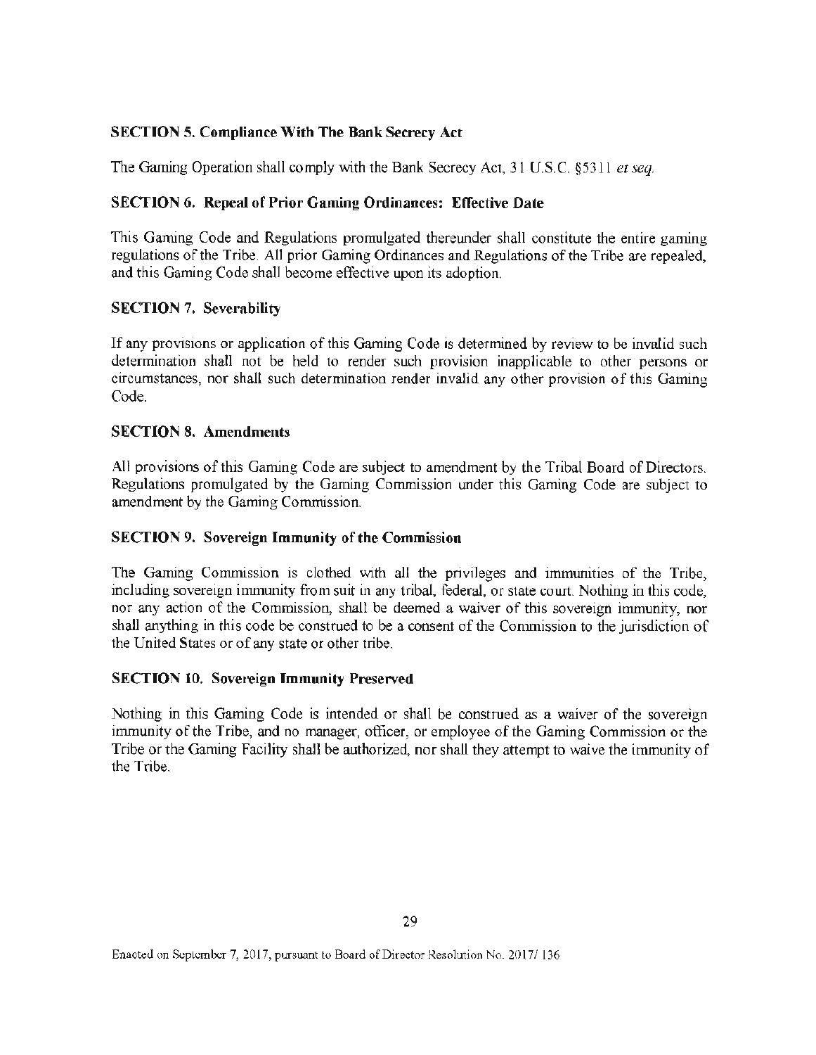**SECTION 5. Compliance With The Bank Secrecy Act**

The Gaming Operation shall comply with the Bank Secrecy Act, 31 U.S.C. §5311 *et seq.*

**SECTION 6. Repeal of Prior Gaming Ordinances: Effective Date**

This Gaming Code and Regulations promulgated thereunder shall constitute the entire gaming regulations of the Tribe. All prior Gaming Ordinances and Regulations of the Tribe are repealed, and this Gaming Code shall become effective upon its adoption.

**SECTION 7. Severability**

If any provisions or application of this Gaming Code is determined by review to be invalid such determination shall not be held to render such provision inapplicable to other persons or circumstances, nor shall such determination render invalid any other provision of this Gaming Code.

**SECTION 8. Amendments**

All provisions of this Gaming Code are subject to amendment by the Tribal Board of Directors. Regulations promulgated by the Gaming Commission under this Gaming Code are subject to amendment by the Gaming Commission.

**SECTION 9. Sovereign Immunity of the Commission**

The Gaming Commission is clothed with all the privileges and immunities of the Tribe, including sovereign immunity from suit in any tribal, federal, or state court. Nothing in this code, nor any action of the Commission, shall be deemed a waiver of this sovereign immunity, nor shall anything in this code be construed to be a consent of the Commission to the jurisdiction of the United States or of any state or other tribe.

**SECTION 10. Sovereign Immunity Preserved**

Nothing in this Gaming Code is intended or shall be construed as a waiver of the sovereign immunity of the Tribe, and no manager, officer, or employee of the Gaming Commission or the Tribe or the Gaming Facility shall be authorized, nor shall they attempt to waive the immunity of the Tribe.

Enacted on September 7, 2017, pursuant to Board of Director Resolution No. 2017/136